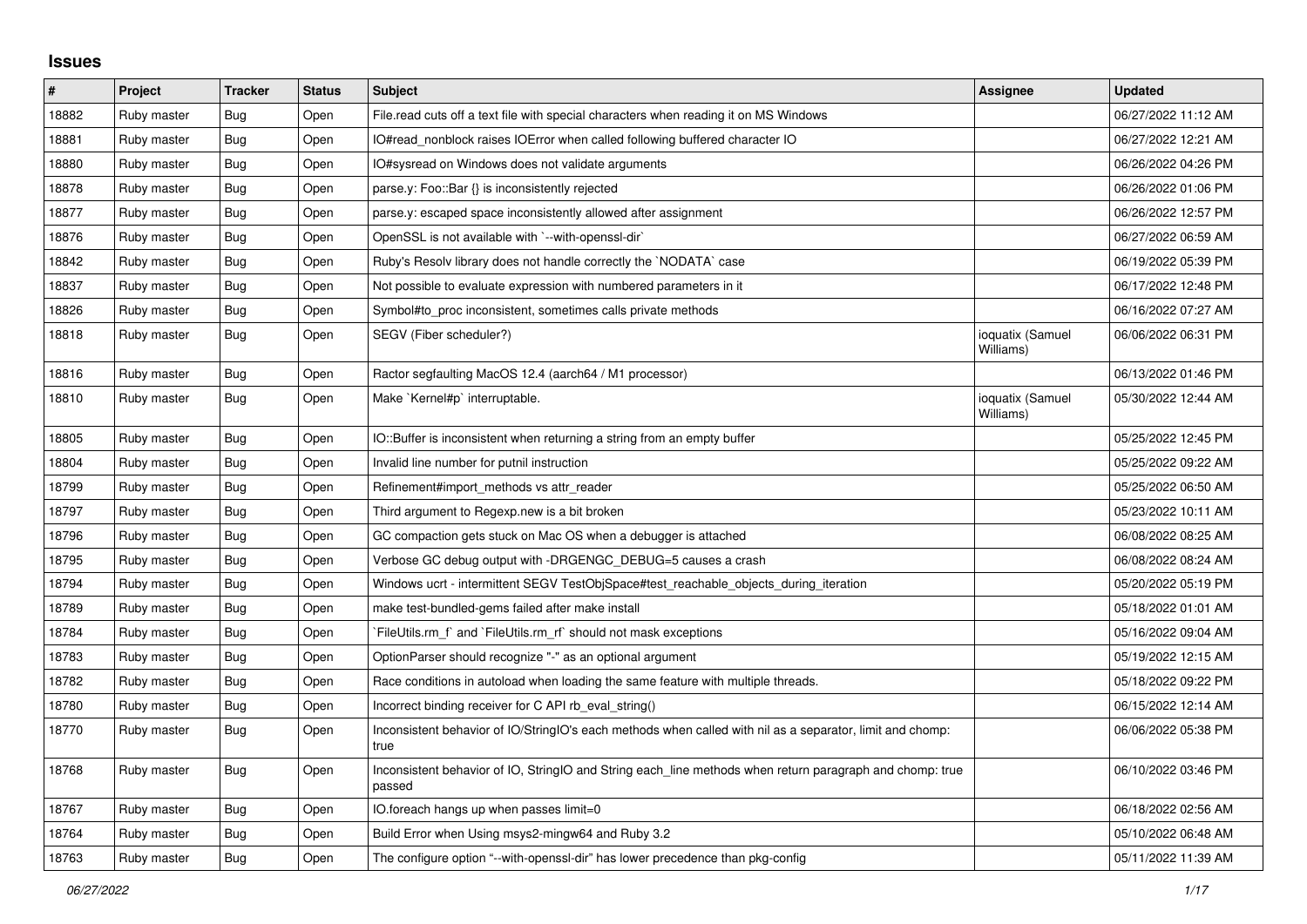## Issues

| # | Project | Tracker | Status | Subject | Assignee | Updated |
|---|---|---|---|---|---|---|
| 18882 | Ruby master | Bug | Open | File.read cuts off a text file with special characters when reading it on MS Windows | | 06/27/2022 11:12 AM |
| 18881 | Ruby master | Bug | Open | IO#read_nonblock raises IOError when called following buffered character IO | | 06/27/2022 12:21 AM |
| 18880 | Ruby master | Bug | Open | IO#sysread on Windows does not validate arguments | | 06/26/2022 04:26 PM |
| 18878 | Ruby master | Bug | Open | parse.y: Foo::Bar {} is inconsistently rejected | | 06/26/2022 01:06 PM |
| 18877 | Ruby master | Bug | Open | parse.y: escaped space inconsistently allowed after assignment | | 06/26/2022 12:57 PM |
| 18876 | Ruby master | Bug | Open | OpenSSL is not available with `--with-openssl-dir` | | 06/27/2022 06:59 AM |
| 18842 | Ruby master | Bug | Open | Ruby's Resolv library does not handle correctly the `NODATA` case | | 06/19/2022 05:39 PM |
| 18837 | Ruby master | Bug | Open | Not possible to evaluate expression with numbered parameters in it | | 06/17/2022 12:48 PM |
| 18826 | Ruby master | Bug | Open | Symbol#to_proc inconsistent, sometimes calls private methods | | 06/16/2022 07:27 AM |
| 18818 | Ruby master | Bug | Open | SEGV (Fiber scheduler?) | ioquatix (Samuel Williams) | 06/06/2022 06:31 PM |
| 18816 | Ruby master | Bug | Open | Ractor segfaulting MacOS 12.4 (aarch64 / M1 processor) | | 06/13/2022 01:46 PM |
| 18810 | Ruby master | Bug | Open | Make `Kernel#p` interruptable. | ioquatix (Samuel Williams) | 05/30/2022 12:44 AM |
| 18805 | Ruby master | Bug | Open | IO::Buffer is inconsistent when returning a string from an empty buffer | | 05/25/2022 12:45 PM |
| 18804 | Ruby master | Bug | Open | Invalid line number for putnil instruction | | 05/25/2022 09:22 AM |
| 18799 | Ruby master | Bug | Open | Refinement#import_methods vs attr_reader | | 05/25/2022 06:50 AM |
| 18797 | Ruby master | Bug | Open | Third argument to Regexp.new is a bit broken | | 05/23/2022 10:11 AM |
| 18796 | Ruby master | Bug | Open | GC compaction gets stuck on Mac OS when a debugger is attached | | 06/08/2022 08:25 AM |
| 18795 | Ruby master | Bug | Open | Verbose GC debug output with -DRGENGC_DEBUG=5 causes a crash | | 06/08/2022 08:24 AM |
| 18794 | Ruby master | Bug | Open | Windows ucrt - intermittent SEGV TestObjSpace#test_reachable_objects_during_iteration | | 05/20/2022 05:19 PM |
| 18789 | Ruby master | Bug | Open | make test-bundled-gems failed after make install | | 05/18/2022 01:01 AM |
| 18784 | Ruby master | Bug | Open | `FileUtils.rm_f` and `FileUtils.rm_rf` should not mask exceptions | | 05/16/2022 09:04 AM |
| 18783 | Ruby master | Bug | Open | OptionParser should recognize "-" as an optional argument | | 05/19/2022 12:15 AM |
| 18782 | Ruby master | Bug | Open | Race conditions in autoload when loading the same feature with multiple threads. | | 05/18/2022 09:22 PM |
| 18780 | Ruby master | Bug | Open | Incorrect binding receiver for C API rb_eval_string() | | 06/15/2022 12:14 AM |
| 18770 | Ruby master | Bug | Open | Inconsistent behavior of IO/StringIO's each methods when called with nil as a separator, limit and chomp: true | | 06/06/2022 05:38 PM |
| 18768 | Ruby master | Bug | Open | Inconsistent behavior of IO, StringIO and String each_line methods when return paragraph and chomp: true passed | | 06/10/2022 03:46 PM |
| 18767 | Ruby master | Bug | Open | IO.foreach hangs up when passes limit=0 | | 06/18/2022 02:56 AM |
| 18764 | Ruby master | Bug | Open | Build Error when Using msys2-mingw64 and Ruby 3.2 | | 05/10/2022 06:48 AM |
| 18763 | Ruby master | Bug | Open | The configure option "--with-openssl-dir" has lower precedence than pkg-config | | 05/11/2022 11:39 AM |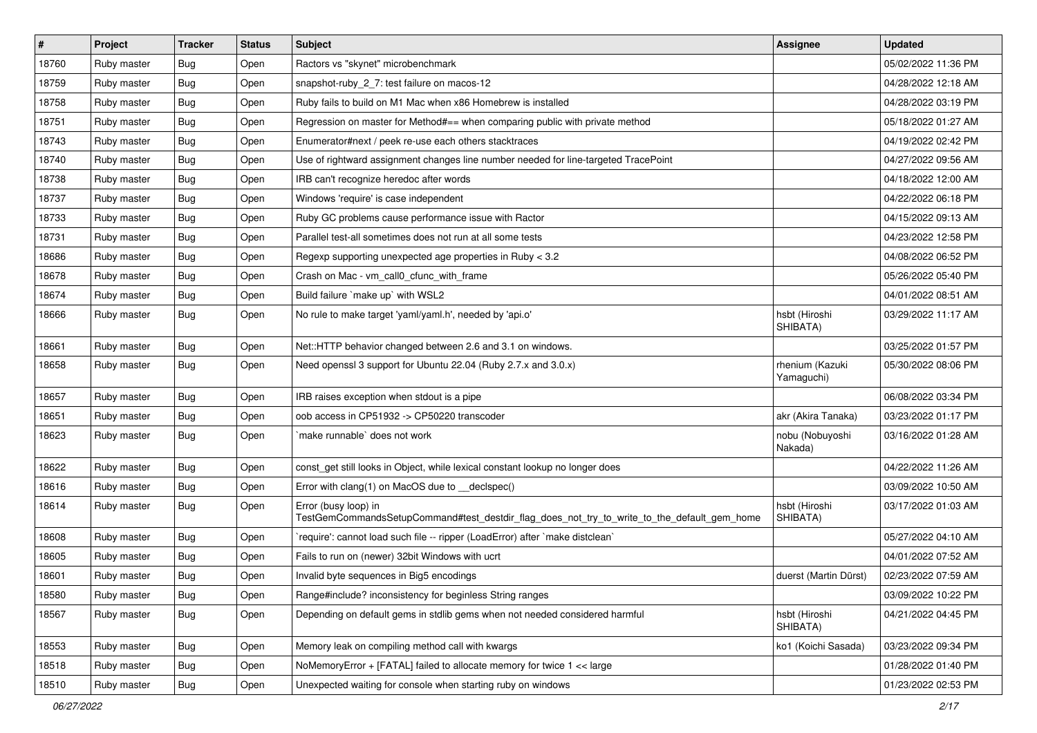| # | Project | Tracker | Status | Subject | Assignee | Updated |
|---|---|---|---|---|---|---|
| 18760 | Ruby master | Bug | Open | Ractors vs "skynet" microbenchmark | | 05/02/2022 11:36 PM |
| 18759 | Ruby master | Bug | Open | snapshot-ruby_2_7: test failure on macos-12 | | 04/28/2022 12:18 AM |
| 18758 | Ruby master | Bug | Open | Ruby fails to build on M1 Mac when x86 Homebrew is installed | | 04/28/2022 03:19 PM |
| 18751 | Ruby master | Bug | Open | Regression on master for Method#== when comparing public with private method | | 05/18/2022 01:27 AM |
| 18743 | Ruby master | Bug | Open | Enumerator#next / peek re-use each others stacktraces | | 04/19/2022 02:42 PM |
| 18740 | Ruby master | Bug | Open | Use of rightward assignment changes line number needed for line-targeted TracePoint | | 04/27/2022 09:56 AM |
| 18738 | Ruby master | Bug | Open | IRB can't recognize heredoc after words | | 04/18/2022 12:00 AM |
| 18737 | Ruby master | Bug | Open | Windows 'require' is case independent | | 04/22/2022 06:18 PM |
| 18733 | Ruby master | Bug | Open | Ruby GC problems cause performance issue with Ractor | | 04/15/2022 09:13 AM |
| 18731 | Ruby master | Bug | Open | Parallel test-all sometimes does not run at all some tests | | 04/23/2022 12:58 PM |
| 18686 | Ruby master | Bug | Open | Regexp supporting unexpected age properties in Ruby < 3.2 | | 04/08/2022 06:52 PM |
| 18678 | Ruby master | Bug | Open | Crash on Mac - vm_call0_cfunc_with_frame | | 05/26/2022 05:40 PM |
| 18674 | Ruby master | Bug | Open | Build failure `make up` with WSL2 | | 04/01/2022 08:51 AM |
| 18666 | Ruby master | Bug | Open | No rule to make target 'yaml/yaml.h', needed by 'api.o' | hsbt (Hiroshi SHIBATA) | 03/29/2022 11:17 AM |
| 18661 | Ruby master | Bug | Open | Net::HTTP behavior changed between 2.6 and 3.1 on windows. | | 03/25/2022 01:57 PM |
| 18658 | Ruby master | Bug | Open | Need openssl 3 support for Ubuntu 22.04 (Ruby 2.7.x and 3.0.x) | rhenium (Kazuki Yamaguchi) | 05/30/2022 08:06 PM |
| 18657 | Ruby master | Bug | Open | IRB raises exception when stdout is a pipe | | 06/08/2022 03:34 PM |
| 18651 | Ruby master | Bug | Open | oob access in CP51932 -> CP50220 transcoder | akr (Akira Tanaka) | 03/23/2022 01:17 PM |
| 18623 | Ruby master | Bug | Open | `make runnable` does not work | nobu (Nobuyoshi Nakada) | 03/16/2022 01:28 AM |
| 18622 | Ruby master | Bug | Open | const_get still looks in Object, while lexical constant lookup no longer does | | 04/22/2022 11:26 AM |
| 18616 | Ruby master | Bug | Open | Error with clang(1) on MacOS due to __declspec() | | 03/09/2022 10:50 AM |
| 18614 | Ruby master | Bug | Open | Error (busy loop) in TestGemCommandsSetupCommand#test_destdir_flag_does_not_try_to_write_to_the_default_gem_home | hsbt (Hiroshi SHIBATA) | 03/17/2022 01:03 AM |
| 18608 | Ruby master | Bug | Open | `require': cannot load such file -- ripper (LoadError) after `make distclean` | | 05/27/2022 04:10 AM |
| 18605 | Ruby master | Bug | Open | Fails to run on (newer) 32bit Windows with ucrt | | 04/01/2022 07:52 AM |
| 18601 | Ruby master | Bug | Open | Invalid byte sequences in Big5 encodings | duerst (Martin Dürst) | 02/23/2022 07:59 AM |
| 18580 | Ruby master | Bug | Open | Range#include? inconsistency for beginless String ranges | | 03/09/2022 10:22 PM |
| 18567 | Ruby master | Bug | Open | Depending on default gems in stdlib gems when not needed considered harmful | hsbt (Hiroshi SHIBATA) | 04/21/2022 04:45 PM |
| 18553 | Ruby master | Bug | Open | Memory leak on compiling method call with kwargs | ko1 (Koichi Sasada) | 03/23/2022 09:34 PM |
| 18518 | Ruby master | Bug | Open | NoMemoryError + [FATAL] failed to allocate memory for twice 1 << large | | 01/28/2022 01:40 PM |
| 18510 | Ruby master | Bug | Open | Unexpected waiting for console when starting ruby on windows | | 01/23/2022 02:53 PM |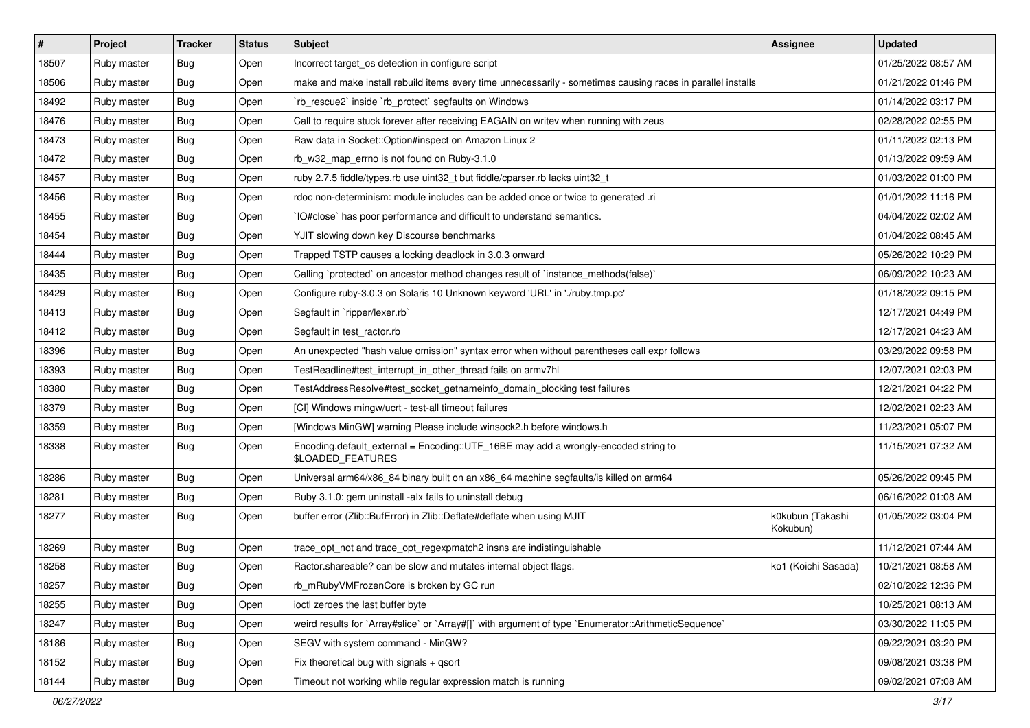| # | Project | Tracker | Status | Subject | Assignee | Updated |
|---|---|---|---|---|---|---|
| 18507 | Ruby master | Bug | Open | Incorrect target_os detection in configure script | | 01/25/2022 08:57 AM |
| 18506 | Ruby master | Bug | Open | make and make install rebuild items every time unnecessarily - sometimes causing races in parallel installs | | 01/21/2022 01:46 PM |
| 18492 | Ruby master | Bug | Open | `rb_rescue2` inside `rb_protect` segfaults on Windows | | 01/14/2022 03:17 PM |
| 18476 | Ruby master | Bug | Open | Call to require stuck forever after receiving EAGAIN on writev when running with zeus | | 02/28/2022 02:55 PM |
| 18473 | Ruby master | Bug | Open | Raw data in Socket::Option#inspect on Amazon Linux 2 | | 01/11/2022 02:13 PM |
| 18472 | Ruby master | Bug | Open | rb_w32_map_errno is not found on Ruby-3.1.0 | | 01/13/2022 09:59 AM |
| 18457 | Ruby master | Bug | Open | ruby 2.7.5 fiddle/types.rb use uint32_t but fiddle/cparser.rb lacks uint32_t | | 01/03/2022 01:00 PM |
| 18456 | Ruby master | Bug | Open | rdoc non-determinism: module includes can be added once or twice to generated .ri | | 01/01/2022 11:16 PM |
| 18455 | Ruby master | Bug | Open | `IO#close` has poor performance and difficult to understand semantics. | | 04/04/2022 02:02 AM |
| 18454 | Ruby master | Bug | Open | YJIT slowing down key Discourse benchmarks | | 01/04/2022 08:45 AM |
| 18444 | Ruby master | Bug | Open | Trapped TSTP causes a locking deadlock in 3.0.3 onward | | 05/26/2022 10:29 PM |
| 18435 | Ruby master | Bug | Open | Calling `protected` on ancestor method changes result of `instance_methods(false)` | | 06/09/2022 10:23 AM |
| 18429 | Ruby master | Bug | Open | Configure ruby-3.0.3 on Solaris 10 Unknown keyword 'URL' in './ruby.tmp.pc' | | 01/18/2022 09:15 PM |
| 18413 | Ruby master | Bug | Open | Segfault in `ripper/lexer.rb` | | 12/17/2021 04:49 PM |
| 18412 | Ruby master | Bug | Open | Segfault in test_ractor.rb | | 12/17/2021 04:23 AM |
| 18396 | Ruby master | Bug | Open | An unexpected "hash value omission" syntax error when without parentheses call expr follows | | 03/29/2022 09:58 PM |
| 18393 | Ruby master | Bug | Open | TestReadline#test_interrupt_in_other_thread fails on armv7hl | | 12/07/2021 02:03 PM |
| 18380 | Ruby master | Bug | Open | TestAddressResolve#test_socket_getnameinfo_domain_blocking test failures | | 12/21/2021 04:22 PM |
| 18379 | Ruby master | Bug | Open | [CI] Windows mingw/ucrt - test-all timeout failures | | 12/02/2021 02:23 AM |
| 18359 | Ruby master | Bug | Open | [Windows MinGW] warning Please include winsock2.h before windows.h | | 11/23/2021 05:07 PM |
| 18338 | Ruby master | Bug | Open | Encoding.default_external = Encoding::UTF_16BE may add a wrongly-encoded string to $LOADED_FEATURES | | 11/15/2021 07:32 AM |
| 18286 | Ruby master | Bug | Open | Universal arm64/x86_84 binary built on an x86_64 machine segfaults/is killed on arm64 | | 05/26/2022 09:45 PM |
| 18281 | Ruby master | Bug | Open | Ruby 3.1.0: gem uninstall -alx fails to uninstall debug | | 06/16/2022 01:08 AM |
| 18277 | Ruby master | Bug | Open | buffer error (Zlib::BufError) in Zlib::Deflate#deflate when using MJIT | k0kubun (Takashi Kokubun) | 01/05/2022 03:04 PM |
| 18269 | Ruby master | Bug | Open | trace_opt_not and trace_opt_regexpmatch2 insns are indistinguishable | | 11/12/2021 07:44 AM |
| 18258 | Ruby master | Bug | Open | Ractor.shareable? can be slow and mutates internal object flags. | ko1 (Koichi Sasada) | 10/21/2021 08:58 AM |
| 18257 | Ruby master | Bug | Open | rb_mRubyVMFrozenCore is broken by GC run | | 02/10/2022 12:36 PM |
| 18255 | Ruby master | Bug | Open | ioctl zeroes the last buffer byte | | 10/25/2021 08:13 AM |
| 18247 | Ruby master | Bug | Open | weird results for `Array#slice` or `Array#[]` with argument of type `Enumerator::ArithmeticSequence` | | 03/30/2022 11:05 PM |
| 18186 | Ruby master | Bug | Open | SEGV with system command - MinGW? | | 09/22/2021 03:20 PM |
| 18152 | Ruby master | Bug | Open | Fix theoretical bug with signals + qsort | | 09/08/2021 03:38 PM |
| 18144 | Ruby master | Bug | Open | Timeout not working while regular expression match is running | | 09/02/2021 07:08 AM |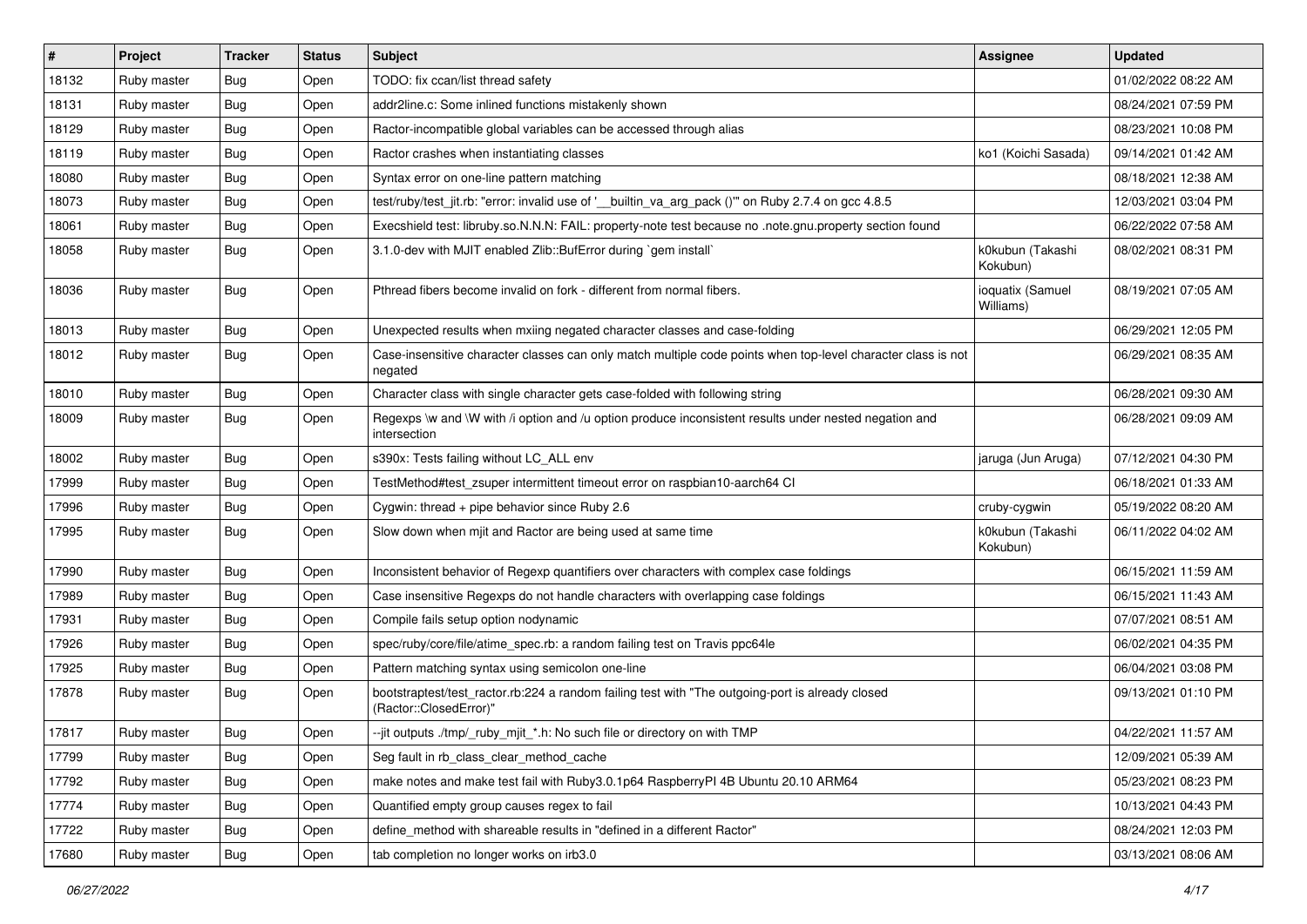| # | Project | Tracker | Status | Subject | Assignee | Updated |
|---|---|---|---|---|---|---|
| 18132 | Ruby master | Bug | Open | TODO: fix ccan/list thread safety | | 01/02/2022 08:22 AM |
| 18131 | Ruby master | Bug | Open | addr2line.c: Some inlined functions mistakenly shown | | 08/24/2021 07:59 PM |
| 18129 | Ruby master | Bug | Open | Ractor-incompatible global variables can be accessed through alias | | 08/23/2021 10:08 PM |
| 18119 | Ruby master | Bug | Open | Ractor crashes when instantiating classes | ko1 (Koichi Sasada) | 09/14/2021 01:42 AM |
| 18080 | Ruby master | Bug | Open | Syntax error on one-line pattern matching | | 08/18/2021 12:38 AM |
| 18073 | Ruby master | Bug | Open | test/ruby/test_jit.rb: "error: invalid use of '__builtin_va_arg_pack ()'" on Ruby 2.7.4 on gcc 4.8.5 | | 12/03/2021 03:04 PM |
| 18061 | Ruby master | Bug | Open | Execshield test: libruby.so.N.N.N: FAIL: property-note test because no .note.gnu.property section found | | 06/22/2022 07:58 AM |
| 18058 | Ruby master | Bug | Open | 3.1.0-dev with MJIT enabled Zlib::BufError during `gem install` | k0kubun (Takashi Kokubun) | 08/02/2021 08:31 PM |
| 18036 | Ruby master | Bug | Open | Pthread fibers become invalid on fork - different from normal fibers. | ioquatix (Samuel Williams) | 08/19/2021 07:05 AM |
| 18013 | Ruby master | Bug | Open | Unexpected results when mxiing negated character classes and case-folding | | 06/29/2021 12:05 PM |
| 18012 | Ruby master | Bug | Open | Case-insensitive character classes can only match multiple code points when top-level character class is not negated | | 06/29/2021 08:35 AM |
| 18010 | Ruby master | Bug | Open | Character class with single character gets case-folded with following string | | 06/28/2021 09:30 AM |
| 18009 | Ruby master | Bug | Open | Regexps \w and \W with /i option and /u option produce inconsistent results under nested negation and intersection | | 06/28/2021 09:09 AM |
| 18002 | Ruby master | Bug | Open | s390x: Tests failing without LC_ALL env | jaruga (Jun Aruga) | 07/12/2021 04:30 PM |
| 17999 | Ruby master | Bug | Open | TestMethod#test_zsuper intermittent timeout error on raspbian10-aarch64 CI | | 06/18/2021 01:33 AM |
| 17996 | Ruby master | Bug | Open | Cygwin: thread + pipe behavior since Ruby 2.6 | cruby-cygwin | 05/19/2022 08:20 AM |
| 17995 | Ruby master | Bug | Open | Slow down when mjit and Ractor are being used at same time | k0kubun (Takashi Kokubun) | 06/11/2022 04:02 AM |
| 17990 | Ruby master | Bug | Open | Inconsistent behavior of Regexp quantifiers over characters with complex case foldings | | 06/15/2021 11:59 AM |
| 17989 | Ruby master | Bug | Open | Case insensitive Regexps do not handle characters with overlapping case foldings | | 06/15/2021 11:43 AM |
| 17931 | Ruby master | Bug | Open | Compile fails setup option nodynamic | | 07/07/2021 08:51 AM |
| 17926 | Ruby master | Bug | Open | spec/ruby/core/file/atime_spec.rb: a random failing test on Travis ppc64le | | 06/02/2021 04:35 PM |
| 17925 | Ruby master | Bug | Open | Pattern matching syntax using semicolon one-line | | 06/04/2021 03:08 PM |
| 17878 | Ruby master | Bug | Open | bootstraptest/test_ractor.rb:224 a random failing test with "The outgoing-port is already closed (Ractor::ClosedError)" | | 09/13/2021 01:10 PM |
| 17817 | Ruby master | Bug | Open | --jit outputs ./tmp/_ruby_mjit_*.h: No such file or directory on with TMP | | 04/22/2021 11:57 AM |
| 17799 | Ruby master | Bug | Open | Seg fault in rb_class_clear_method_cache | | 12/09/2021 05:39 AM |
| 17792 | Ruby master | Bug | Open | make notes and make test fail with Ruby3.0.1p64 RaspberryPI 4B Ubuntu 20.10 ARM64 | | 05/23/2021 08:23 PM |
| 17774 | Ruby master | Bug | Open | Quantified empty group causes regex to fail | | 10/13/2021 04:43 PM |
| 17722 | Ruby master | Bug | Open | define_method with shareable results in "defined in a different Ractor" | | 08/24/2021 12:03 PM |
| 17680 | Ruby master | Bug | Open | tab completion no longer works on irb3.0 | | 03/13/2021 08:06 AM |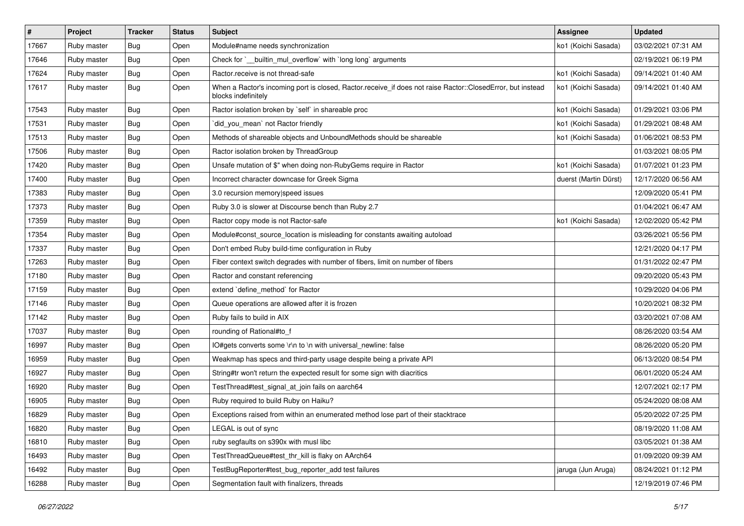| # | Project | Tracker | Status | Subject | Assignee | Updated |
|---|---|---|---|---|---|---|
| 17667 | Ruby master | Bug | Open | Module#name needs synchronization | ko1 (Koichi Sasada) | 03/02/2021 07:31 AM |
| 17646 | Ruby master | Bug | Open | Check for `__builtin_mul_overflow` with `long long` arguments | | 02/19/2021 06:19 PM |
| 17624 | Ruby master | Bug | Open | Ractor.receive is not thread-safe | ko1 (Koichi Sasada) | 09/14/2021 01:40 AM |
| 17617 | Ruby master | Bug | Open | When a Ractor's incoming port is closed, Ractor.receive_if does not raise Ractor::ClosedError, but instead blocks indefinitely | ko1 (Koichi Sasada) | 09/14/2021 01:40 AM |
| 17543 | Ruby master | Bug | Open | Ractor isolation broken by `self` in shareable proc | ko1 (Koichi Sasada) | 01/29/2021 03:06 PM |
| 17531 | Ruby master | Bug | Open | `did_you_mean` not Ractor friendly | ko1 (Koichi Sasada) | 01/29/2021 08:48 AM |
| 17513 | Ruby master | Bug | Open | Methods of shareable objects and UnboundMethods should be shareable | ko1 (Koichi Sasada) | 01/06/2021 08:53 PM |
| 17506 | Ruby master | Bug | Open | Ractor isolation broken by ThreadGroup | | 01/03/2021 08:05 PM |
| 17420 | Ruby master | Bug | Open | Unsafe mutation of $" when doing non-RubyGems require in Ractor | ko1 (Koichi Sasada) | 01/07/2021 01:23 PM |
| 17400 | Ruby master | Bug | Open | Incorrect character downcase for Greek Sigma | duerst (Martin Dürst) | 12/17/2020 06:56 AM |
| 17383 | Ruby master | Bug | Open | 3.0 recursion memory\|speed issues | | 12/09/2020 05:41 PM |
| 17373 | Ruby master | Bug | Open | Ruby 3.0 is slower at Discourse bench than Ruby 2.7 | | 01/04/2021 06:47 AM |
| 17359 | Ruby master | Bug | Open | Ractor copy mode is not Ractor-safe | ko1 (Koichi Sasada) | 12/02/2020 05:42 PM |
| 17354 | Ruby master | Bug | Open | Module#const_source_location is misleading for constants awaiting autoload | | 03/26/2021 05:56 PM |
| 17337 | Ruby master | Bug | Open | Don't embed Ruby build-time configuration in Ruby | | 12/21/2020 04:17 PM |
| 17263 | Ruby master | Bug | Open | Fiber context switch degrades with number of fibers, limit on number of fibers | | 01/31/2022 02:47 PM |
| 17180 | Ruby master | Bug | Open | Ractor and constant referencing | | 09/20/2020 05:43 PM |
| 17159 | Ruby master | Bug | Open | extend `define_method` for Ractor | | 10/29/2020 04:06 PM |
| 17146 | Ruby master | Bug | Open | Queue operations are allowed after it is frozen | | 10/20/2021 08:32 PM |
| 17142 | Ruby master | Bug | Open | Ruby fails to build in AIX | | 03/20/2021 07:08 AM |
| 17037 | Ruby master | Bug | Open | rounding of Rational#to_f | | 08/26/2020 03:54 AM |
| 16997 | Ruby master | Bug | Open | IO#gets converts some \r\n to \n with universal_newline: false | | 08/26/2020 05:20 PM |
| 16959 | Ruby master | Bug | Open | Weakmap has specs and third-party usage despite being a private API | | 06/13/2020 08:54 PM |
| 16927 | Ruby master | Bug | Open | String#tr won't return the expected result for some sign with diacritics | | 06/01/2020 05:24 AM |
| 16920 | Ruby master | Bug | Open | TestThread#test_signal_at_join fails on aarch64 | | 12/07/2021 02:17 PM |
| 16905 | Ruby master | Bug | Open | Ruby required to build Ruby on Haiku? | | 05/24/2020 08:08 AM |
| 16829 | Ruby master | Bug | Open | Exceptions raised from within an enumerated method lose part of their stacktrace | | 05/20/2022 07:25 PM |
| 16820 | Ruby master | Bug | Open | LEGAL is out of sync | | 08/19/2020 11:08 AM |
| 16810 | Ruby master | Bug | Open | ruby segfaults on s390x with musl libc | | 03/05/2021 01:38 AM |
| 16493 | Ruby master | Bug | Open | TestThreadQueue#test_thr_kill is flaky on AArch64 | | 01/09/2020 09:39 AM |
| 16492 | Ruby master | Bug | Open | TestBugReporter#test_bug_reporter_add test failures | jaruga (Jun Aruga) | 08/24/2021 01:12 PM |
| 16288 | Ruby master | Bug | Open | Segmentation fault with finalizers, threads | | 12/19/2019 07:46 PM |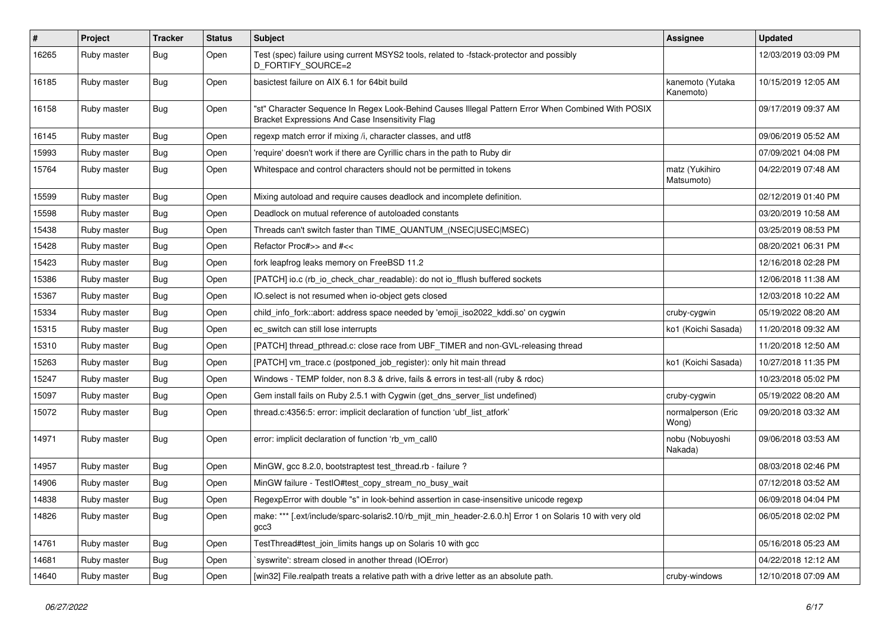| # | Project | Tracker | Status | Subject | Assignee | Updated |
|---|---|---|---|---|---|---|
| 16265 | Ruby master | Bug | Open | Test (spec) failure using current MSYS2 tools, related to -fstack-protector and possibly D_FORTIFY_SOURCE=2 | | 12/03/2019 03:09 PM |
| 16185 | Ruby master | Bug | Open | basictest failure on AIX 6.1 for 64bit build | kanemoto (Yutaka Kanemoto) | 10/15/2019 12:05 AM |
| 16158 | Ruby master | Bug | Open | "st" Character Sequence In Regex Look-Behind Causes Illegal Pattern Error When Combined With POSIX Bracket Expressions And Case Insensitivity Flag | | 09/17/2019 09:37 AM |
| 16145 | Ruby master | Bug | Open | regexp match error if mixing /i, character classes, and utf8 | | 09/06/2019 05:52 AM |
| 15993 | Ruby master | Bug | Open | 'require' doesn't work if there are Cyrillic chars in the path to Ruby dir | | 07/09/2021 04:08 PM |
| 15764 | Ruby master | Bug | Open | Whitespace and control characters should not be permitted in tokens | matz (Yukihiro Matsumoto) | 04/22/2019 07:48 AM |
| 15599 | Ruby master | Bug | Open | Mixing autoload and require causes deadlock and incomplete definition. | | 02/12/2019 01:40 PM |
| 15598 | Ruby master | Bug | Open | Deadlock on mutual reference of autoloaded constants | | 03/20/2019 10:58 AM |
| 15438 | Ruby master | Bug | Open | Threads can't switch faster than TIME_QUANTUM_(NSEC\|USEC\|MSEC) | | 03/25/2019 08:53 PM |
| 15428 | Ruby master | Bug | Open | Refactor Proc#>> and #<< | | 08/20/2021 06:31 PM |
| 15423 | Ruby master | Bug | Open | fork leapfrog leaks memory on FreeBSD 11.2 | | 12/16/2018 02:28 PM |
| 15386 | Ruby master | Bug | Open | [PATCH] io.c (rb_io_check_char_readable): do not io_fflush buffered sockets | | 12/06/2018 11:38 AM |
| 15367 | Ruby master | Bug | Open | IO.select is not resumed when io-object gets closed | | 12/03/2018 10:22 AM |
| 15334 | Ruby master | Bug | Open | child_info_fork::abort: address space needed by 'emoji_iso2022_kddi.so' on cygwin | cruby-cygwin | 05/19/2022 08:20 AM |
| 15315 | Ruby master | Bug | Open | ec_switch can still lose interrupts | ko1 (Koichi Sasada) | 11/20/2018 09:32 AM |
| 15310 | Ruby master | Bug | Open | [PATCH] thread_pthread.c: close race from UBF_TIMER and non-GVL-releasing thread | | 11/20/2018 12:50 AM |
| 15263 | Ruby master | Bug | Open | [PATCH] vm_trace.c (postponed_job_register): only hit main thread | ko1 (Koichi Sasada) | 10/27/2018 11:35 PM |
| 15247 | Ruby master | Bug | Open | Windows - TEMP folder, non 8.3 & drive, fails & errors in test-all (ruby & rdoc) | | 10/23/2018 05:02 PM |
| 15097 | Ruby master | Bug | Open | Gem install fails on Ruby 2.5.1 with Cygwin (get_dns_server_list undefined) | cruby-cygwin | 05/19/2022 08:20 AM |
| 15072 | Ruby master | Bug | Open | thread.c:4356:5: error: implicit declaration of function 'ubf_list_atfork' | normalperson (Eric Wong) | 09/20/2018 03:32 AM |
| 14971 | Ruby master | Bug | Open | error: implicit declaration of function 'rb_vm_call0 | nobu (Nobuyoshi Nakada) | 09/06/2018 03:53 AM |
| 14957 | Ruby master | Bug | Open | MinGW, gcc 8.2.0, bootstraptest test_thread.rb - failure ? | | 08/03/2018 02:46 PM |
| 14906 | Ruby master | Bug | Open | MinGW failure - TestIO#test_copy_stream_no_busy_wait | | 07/12/2018 03:52 AM |
| 14838 | Ruby master | Bug | Open | RegexpError with double "s" in look-behind assertion in case-insensitive unicode regexp | | 06/09/2018 04:04 PM |
| 14826 | Ruby master | Bug | Open | make: *** [.ext/include/sparc-solaris2.10/rb_mjit_min_header-2.6.0.h] Error 1 on Solaris 10 with very old gcc3 | | 06/05/2018 02:02 PM |
| 14761 | Ruby master | Bug | Open | TestThread#test_join_limits hangs up on Solaris 10 with gcc | | 05/16/2018 05:23 AM |
| 14681 | Ruby master | Bug | Open | `syswrite': stream closed in another thread (IOError) | | 04/22/2018 12:12 AM |
| 14640 | Ruby master | Bug | Open | [win32] File.realpath treats a relative path with a drive letter as an absolute path. | cruby-windows | 12/10/2018 07:09 AM |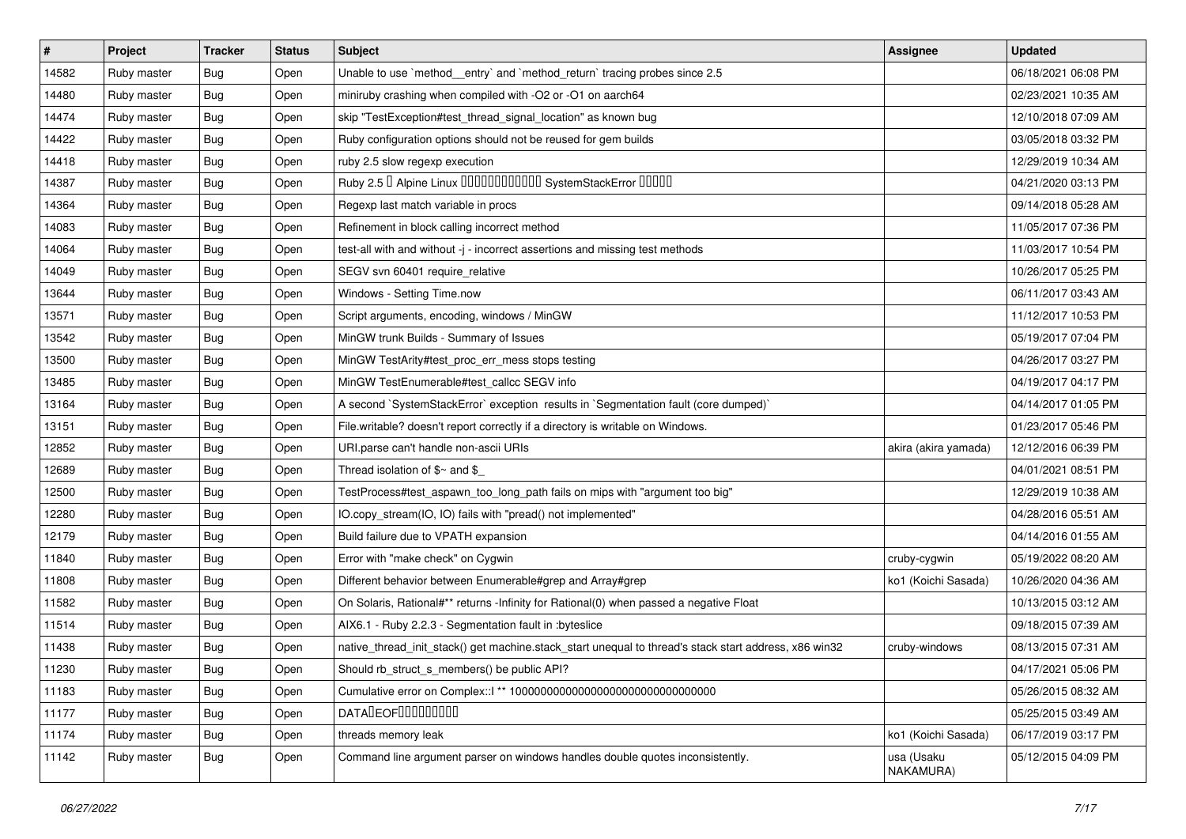| # | Project | Tracker | Status | Subject | Assignee | Updated |
|---|---|---|---|---|---|---|
| 14582 | Ruby master | Bug | Open | Unable to use `method__entry` and `method_return` tracing probes since 2.5 | | 06/18/2021 06:08 PM |
| 14480 | Ruby master | Bug | Open | miniruby crashing when compiled with -O2 or -O1 on aarch64 | | 02/23/2021 10:35 AM |
| 14474 | Ruby master | Bug | Open | skip "TestException#test_thread_signal_location" as known bug | | 12/10/2018 07:09 AM |
| 14422 | Ruby master | Bug | Open | Ruby configuration options should not be reused for gem builds | | 03/05/2018 03:32 PM |
| 14418 | Ruby master | Bug | Open | ruby 2.5 slow regexp execution | | 12/29/2019 10:34 AM |
| 14387 | Ruby master | Bug | Open | Ruby 2.5 � Alpine Linux ������������ SystemStackError ����� | | 04/21/2020 03:13 PM |
| 14364 | Ruby master | Bug | Open | Regexp last match variable in procs | | 09/14/2018 05:28 AM |
| 14083 | Ruby master | Bug | Open | Refinement in block calling incorrect method | | 11/05/2017 07:36 PM |
| 14064 | Ruby master | Bug | Open | test-all with and without -j - incorrect assertions and missing test methods | | 11/03/2017 10:54 PM |
| 14049 | Ruby master | Bug | Open | SEGV svn 60401 require_relative | | 10/26/2017 05:25 PM |
| 13644 | Ruby master | Bug | Open | Windows - Setting Time.now | | 06/11/2017 03:43 AM |
| 13571 | Ruby master | Bug | Open | Script arguments, encoding, windows / MinGW | | 11/12/2017 10:53 PM |
| 13542 | Ruby master | Bug | Open | MinGW trunk Builds - Summary of Issues | | 05/19/2017 07:04 PM |
| 13500 | Ruby master | Bug | Open | MinGW TestArity#test_proc_err_mess stops testing | | 04/26/2017 03:27 PM |
| 13485 | Ruby master | Bug | Open | MinGW TestEnumerable#test_callcc SEGV info | | 04/19/2017 04:17 PM |
| 13164 | Ruby master | Bug | Open | A second `SystemStackError` exception results in `Segmentation fault (core dumped)` | | 04/14/2017 01:05 PM |
| 13151 | Ruby master | Bug | Open | File.writable? doesn't report correctly if a directory is writable on Windows. | | 01/23/2017 05:46 PM |
| 12852 | Ruby master | Bug | Open | URI.parse can't handle non-ascii URIs | akira (akira yamada) | 12/12/2016 06:39 PM |
| 12689 | Ruby master | Bug | Open | Thread isolation of $~ and $_ | | 04/01/2021 08:51 PM |
| 12500 | Ruby master | Bug | Open | TestProcess#test_aspawn_too_long_path fails on mips with "argument too big" | | 12/29/2019 10:38 AM |
| 12280 | Ruby master | Bug | Open | IO.copy_stream(IO, IO) fails with "pread() not implemented" | | 04/28/2016 05:51 AM |
| 12179 | Ruby master | Bug | Open | Build failure due to VPATH expansion | | 04/14/2016 01:55 AM |
| 11840 | Ruby master | Bug | Open | Error with "make check" on Cygwin | cruby-cygwin | 05/19/2022 08:20 AM |
| 11808 | Ruby master | Bug | Open | Different behavior between Enumerable#grep and Array#grep | ko1 (Koichi Sasada) | 10/26/2020 04:36 AM |
| 11582 | Ruby master | Bug | Open | On Solaris, Rational#** returns -Infinity for Rational(0) when passed a negative Float | | 10/13/2015 03:12 AM |
| 11514 | Ruby master | Bug | Open | AIX6.1 - Ruby 2.2.3 - Segmentation fault in :byteslice | | 09/18/2015 07:39 AM |
| 11438 | Ruby master | Bug | Open | native_thread_init_stack() get machine.stack_start unequal to thread's stack start address, x86 win32 | cruby-windows | 08/13/2015 07:31 AM |
| 11230 | Ruby master | Bug | Open | Should rb_struct_s_members() be public API? | | 04/17/2021 05:06 PM |
| 11183 | Ruby master | Bug | Open | Cumulative error on Complex::I ** 100000000000000000000000000000000 | | 05/26/2015 08:32 AM |
| 11177 | Ruby master | Bug | Open | DATA�EOF��������� | | 05/25/2015 03:49 AM |
| 11174 | Ruby master | Bug | Open | threads memory leak | ko1 (Koichi Sasada) | 06/17/2019 03:17 PM |
| 11142 | Ruby master | Bug | Open | Command line argument parser on windows handles double quotes inconsistently. | usa (Usaku NAKAMURA) | 05/12/2015 04:09 PM |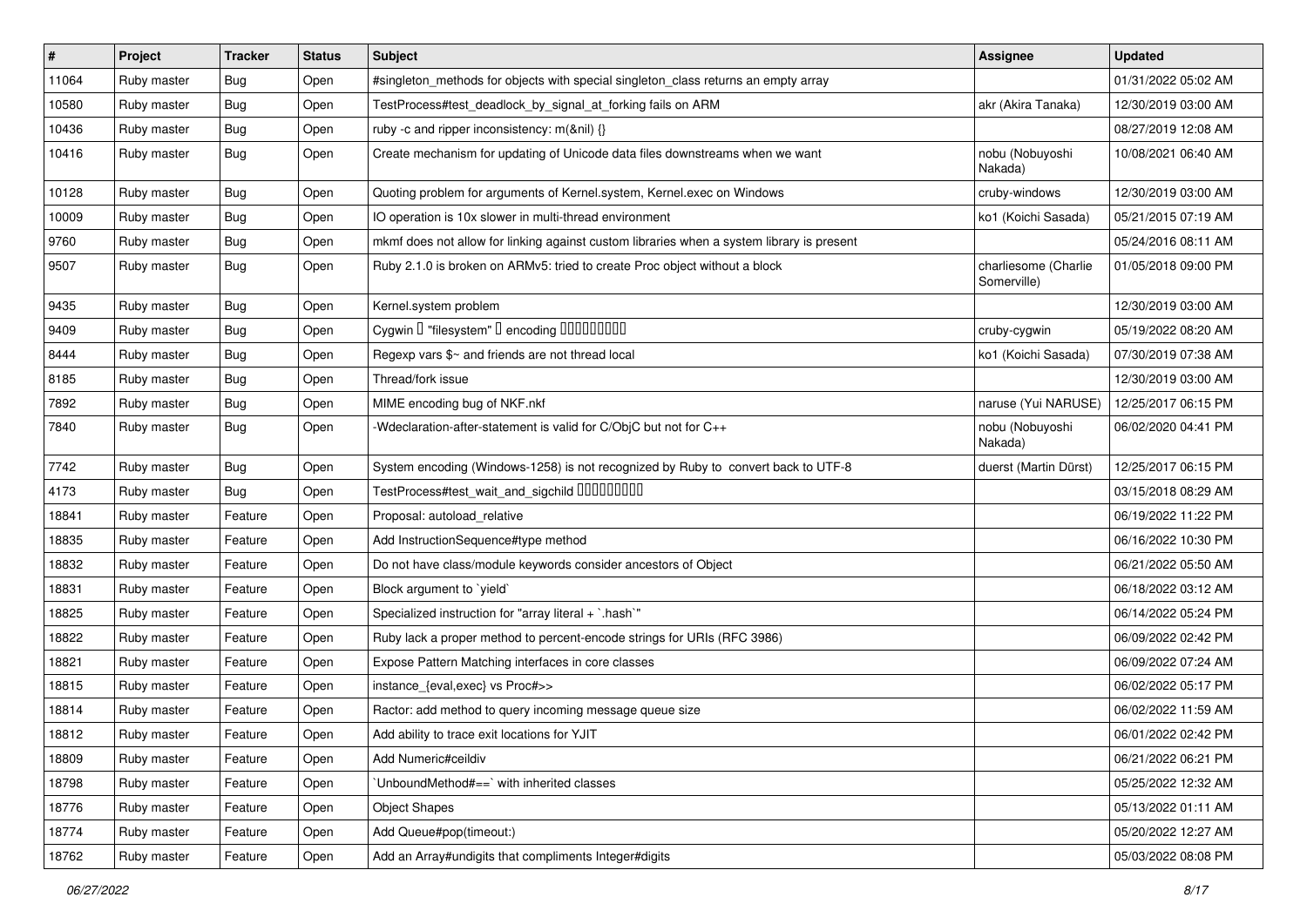| # | Project | Tracker | Status | Subject | Assignee | Updated |
|---|---|---|---|---|---|---|
| 11064 | Ruby master | Bug | Open | #singleton_methods for objects with special singleton_class returns an empty array | | 01/31/2022 05:02 AM |
| 10580 | Ruby master | Bug | Open | TestProcess#test_deadlock_by_signal_at_forking fails on ARM | akr (Akira Tanaka) | 12/30/2019 03:00 AM |
| 10436 | Ruby master | Bug | Open | ruby -c and ripper inconsistency: m(&nil) {} | | 08/27/2019 12:08 AM |
| 10416 | Ruby master | Bug | Open | Create mechanism for updating of Unicode data files downstreams when we want | nobu (Nobuyoshi Nakada) | 10/08/2021 06:40 AM |
| 10128 | Ruby master | Bug | Open | Quoting problem for arguments of Kernel.system, Kernel.exec on Windows | cruby-windows | 12/30/2019 03:00 AM |
| 10009 | Ruby master | Bug | Open | IO operation is 10x slower in multi-thread environment | ko1 (Koichi Sasada) | 05/21/2015 07:19 AM |
| 9760 | Ruby master | Bug | Open | mkmf does not allow for linking against custom libraries when a system library is present | | 05/24/2016 08:11 AM |
| 9507 | Ruby master | Bug | Open | Ruby 2.1.0 is broken on ARMv5: tried to create Proc object without a block | charliesome (Charlie Somerville) | 01/05/2018 09:00 PM |
| 9435 | Ruby master | Bug | Open | Kernel.system problem | | 12/30/2019 03:00 AM |
| 9409 | Ruby master | Bug | Open | Cygwin � "filesystem" � encoding ��������� | cruby-cygwin | 05/19/2022 08:20 AM |
| 8444 | Ruby master | Bug | Open | Regexp vars $~ and friends are not thread local | ko1 (Koichi Sasada) | 07/30/2019 07:38 AM |
| 8185 | Ruby master | Bug | Open | Thread/fork issue | | 12/30/2019 03:00 AM |
| 7892 | Ruby master | Bug | Open | MIME encoding bug of NKF.nkf | naruse (Yui NARUSE) | 12/25/2017 06:15 PM |
| 7840 | Ruby master | Bug | Open | -Wdeclaration-after-statement is valid for C/ObjC but not for C++ | nobu (Nobuyoshi Nakada) | 06/02/2020 04:41 PM |
| 7742 | Ruby master | Bug | Open | System encoding (Windows-1258) is not recognized by Ruby to convert back to UTF-8 | duerst (Martin Dürst) | 12/25/2017 06:15 PM |
| 4173 | Ruby master | Bug | Open | TestProcess#test_wait_and_sigchild ��������� | | 03/15/2018 08:29 AM |
| 18841 | Ruby master | Feature | Open | Proposal: autoload_relative | | 06/19/2022 11:22 PM |
| 18835 | Ruby master | Feature | Open | Add InstructionSequence#type method | | 06/16/2022 10:30 PM |
| 18832 | Ruby master | Feature | Open | Do not have class/module keywords consider ancestors of Object | | 06/21/2022 05:50 AM |
| 18831 | Ruby master | Feature | Open | Block argument to `yield` | | 06/18/2022 03:12 AM |
| 18825 | Ruby master | Feature | Open | Specialized instruction for "array literal + `.hash`" | | 06/14/2022 05:24 PM |
| 18822 | Ruby master | Feature | Open | Ruby lack a proper method to percent-encode strings for URIs (RFC 3986) | | 06/09/2022 02:42 PM |
| 18821 | Ruby master | Feature | Open | Expose Pattern Matching interfaces in core classes | | 06/09/2022 07:24 AM |
| 18815 | Ruby master | Feature | Open | instance_{eval,exec} vs Proc#>> | | 06/02/2022 05:17 PM |
| 18814 | Ruby master | Feature | Open | Ractor: add method to query incoming message queue size | | 06/02/2022 11:59 AM |
| 18812 | Ruby master | Feature | Open | Add ability to trace exit locations for YJIT | | 06/01/2022 02:42 PM |
| 18809 | Ruby master | Feature | Open | Add Numeric#ceildiv | | 06/21/2022 06:21 PM |
| 18798 | Ruby master | Feature | Open | `UnboundMethod#==` with inherited classes | | 05/25/2022 12:32 AM |
| 18776 | Ruby master | Feature | Open | Object Shapes | | 05/13/2022 01:11 AM |
| 18774 | Ruby master | Feature | Open | Add Queue#pop(timeout:) | | 05/20/2022 12:27 AM |
| 18762 | Ruby master | Feature | Open | Add an Array#undigits that compliments Integer#digits | | 05/03/2022 08:08 PM |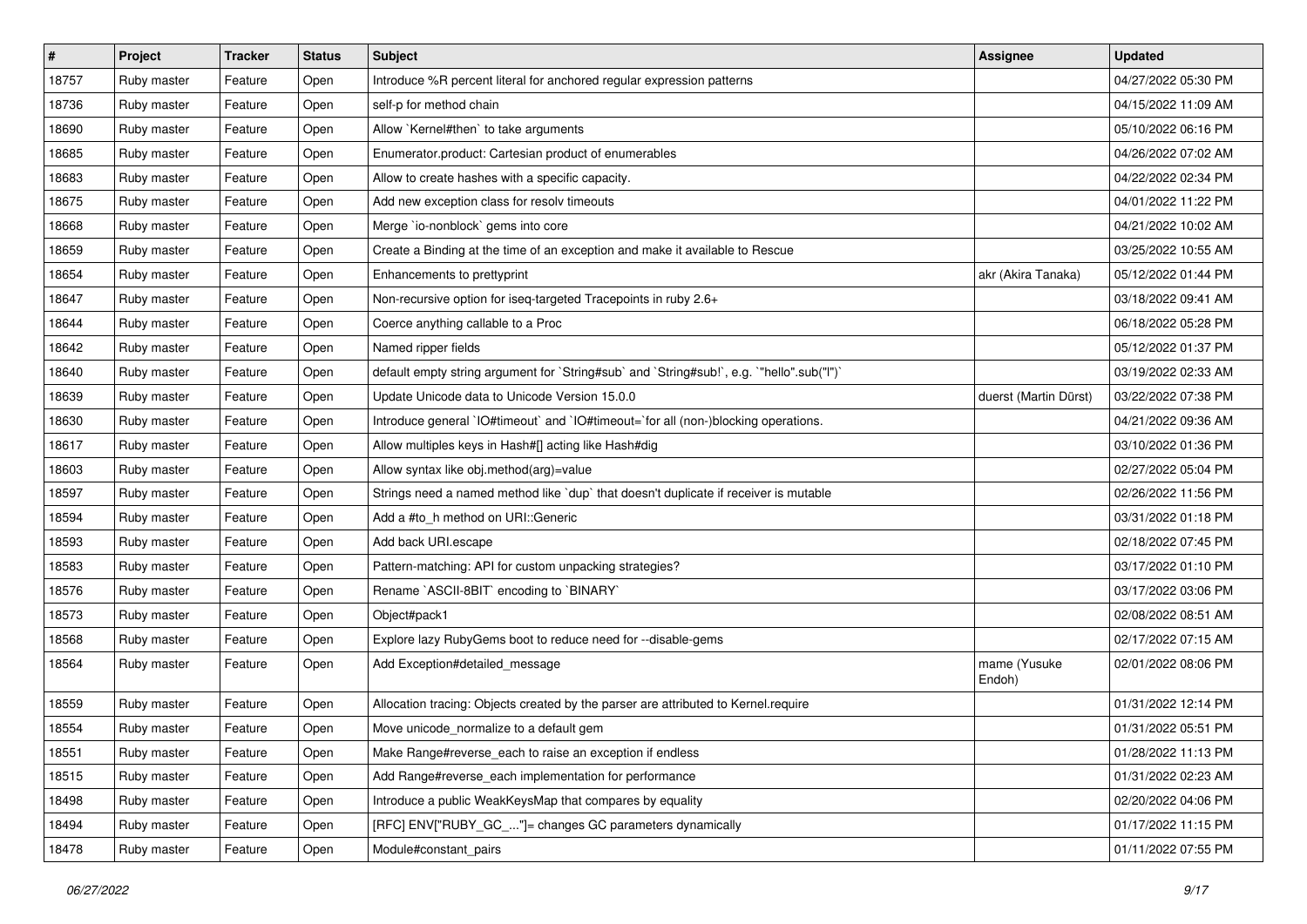| # | Project | Tracker | Status | Subject | Assignee | Updated |
|---|---|---|---|---|---|---|
| 18757 | Ruby master | Feature | Open | Introduce %R percent literal for anchored regular expression patterns | | 04/27/2022 05:30 PM |
| 18736 | Ruby master | Feature | Open | self-p for method chain | | 04/15/2022 11:09 AM |
| 18690 | Ruby master | Feature | Open | Allow `Kernel#then` to take arguments | | 05/10/2022 06:16 PM |
| 18685 | Ruby master | Feature | Open | Enumerator.product: Cartesian product of enumerables | | 04/26/2022 07:02 AM |
| 18683 | Ruby master | Feature | Open | Allow to create hashes with a specific capacity. | | 04/22/2022 02:34 PM |
| 18675 | Ruby master | Feature | Open | Add new exception class for resolv timeouts | | 04/01/2022 11:22 PM |
| 18668 | Ruby master | Feature | Open | Merge `io-nonblock` gems into core | | 04/21/2022 10:02 AM |
| 18659 | Ruby master | Feature | Open | Create a Binding at the time of an exception and make it available to Rescue | | 03/25/2022 10:55 AM |
| 18654 | Ruby master | Feature | Open | Enhancements to prettyprint | akr (Akira Tanaka) | 05/12/2022 01:44 PM |
| 18647 | Ruby master | Feature | Open | Non-recursive option for iseq-targeted Tracepoints in ruby 2.6+ | | 03/18/2022 09:41 AM |
| 18644 | Ruby master | Feature | Open | Coerce anything callable to a Proc | | 06/18/2022 05:28 PM |
| 18642 | Ruby master | Feature | Open | Named ripper fields | | 05/12/2022 01:37 PM |
| 18640 | Ruby master | Feature | Open | default empty string argument for `String#sub` and `String#sub!`, e.g. `"hello".sub("l")` | | 03/19/2022 02:33 AM |
| 18639 | Ruby master | Feature | Open | Update Unicode data to Unicode Version 15.0.0 | duerst (Martin Dürst) | 03/22/2022 07:38 PM |
| 18630 | Ruby master | Feature | Open | Introduce general `IO#timeout` and `IO#timeout=`for all (non-)blocking operations. | | 04/21/2022 09:36 AM |
| 18617 | Ruby master | Feature | Open | Allow multiples keys in Hash#[] acting like Hash#dig | | 03/10/2022 01:36 PM |
| 18603 | Ruby master | Feature | Open | Allow syntax like obj.method(arg)=value | | 02/27/2022 05:04 PM |
| 18597 | Ruby master | Feature | Open | Strings need a named method like `dup` that doesn't duplicate if receiver is mutable | | 02/26/2022 11:56 PM |
| 18594 | Ruby master | Feature | Open | Add a #to_h method on URI::Generic | | 03/31/2022 01:18 PM |
| 18593 | Ruby master | Feature | Open | Add back URI.escape | | 02/18/2022 07:45 PM |
| 18583 | Ruby master | Feature | Open | Pattern-matching: API for custom unpacking strategies? | | 03/17/2022 01:10 PM |
| 18576 | Ruby master | Feature | Open | Rename `ASCII-8BIT` encoding to `BINARY` | | 03/17/2022 03:06 PM |
| 18573 | Ruby master | Feature | Open | Object#pack1 | | 02/08/2022 08:51 AM |
| 18568 | Ruby master | Feature | Open | Explore lazy RubyGems boot to reduce need for --disable-gems | | 02/17/2022 07:15 AM |
| 18564 | Ruby master | Feature | Open | Add Exception#detailed_message | mame (Yusuke Endoh) | 02/01/2022 08:06 PM |
| 18559 | Ruby master | Feature | Open | Allocation tracing: Objects created by the parser are attributed to Kernel.require | | 01/31/2022 12:14 PM |
| 18554 | Ruby master | Feature | Open | Move unicode_normalize to a default gem | | 01/31/2022 05:51 PM |
| 18551 | Ruby master | Feature | Open | Make Range#reverse_each to raise an exception if endless | | 01/28/2022 11:13 PM |
| 18515 | Ruby master | Feature | Open | Add Range#reverse_each implementation for performance | | 01/31/2022 02:23 AM |
| 18498 | Ruby master | Feature | Open | Introduce a public WeakKeysMap that compares by equality | | 02/20/2022 04:06 PM |
| 18494 | Ruby master | Feature | Open | [RFC] ENV["RUBY_GC_..."]= changes GC parameters dynamically | | 01/17/2022 11:15 PM |
| 18478 | Ruby master | Feature | Open | Module#constant_pairs | | 01/11/2022 07:55 PM |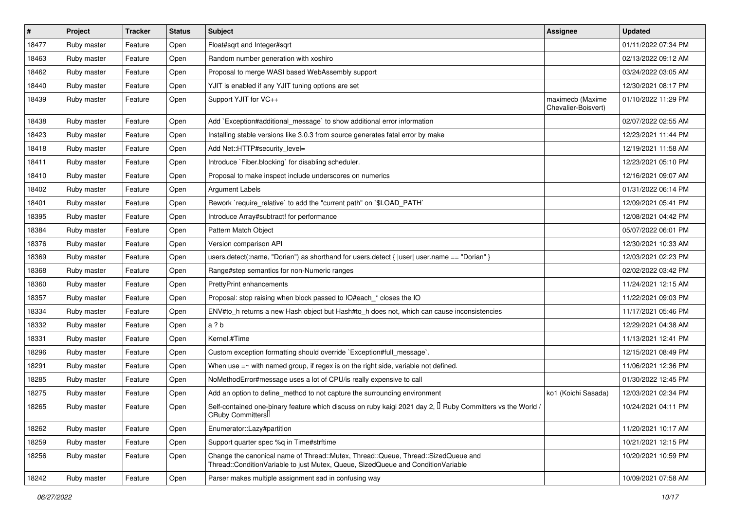| # | Project | Tracker | Status | Subject | Assignee | Updated |
|---|---|---|---|---|---|---|
| 18477 | Ruby master | Feature | Open | Float#sqrt and Integer#sqrt | | 01/11/2022 07:34 PM |
| 18463 | Ruby master | Feature | Open | Random number generation with xoshiro | | 02/13/2022 09:12 AM |
| 18462 | Ruby master | Feature | Open | Proposal to merge WASI based WebAssembly support | | 03/24/2022 03:05 AM |
| 18440 | Ruby master | Feature | Open | YJIT is enabled if any YJIT tuning options are set | | 12/30/2021 08:17 PM |
| 18439 | Ruby master | Feature | Open | Support YJIT for VC++ | maximecb (Maxime Chevalier-Boisvert) | 01/10/2022 11:29 PM |
| 18438 | Ruby master | Feature | Open | Add `Exception#additional_message` to show additional error information | | 02/07/2022 02:55 AM |
| 18423 | Ruby master | Feature | Open | Installing stable versions like 3.0.3 from source generates fatal error by make | | 12/23/2021 11:44 PM |
| 18418 | Ruby master | Feature | Open | Add Net::HTTP#security_level= | | 12/19/2021 11:58 AM |
| 18411 | Ruby master | Feature | Open | Introduce `Fiber.blocking` for disabling scheduler. | | 12/23/2021 05:10 PM |
| 18410 | Ruby master | Feature | Open | Proposal to make inspect include underscores on numerics | | 12/16/2021 09:07 AM |
| 18402 | Ruby master | Feature | Open | Argument Labels | | 01/31/2022 06:14 PM |
| 18401 | Ruby master | Feature | Open | Rework `require_relative` to add the "current path" on `$LOAD_PATH` | | 12/09/2021 05:41 PM |
| 18395 | Ruby master | Feature | Open | Introduce Array#subtract! for performance | | 12/08/2021 04:42 PM |
| 18384 | Ruby master | Feature | Open | Pattern Match Object | | 05/07/2022 06:01 PM |
| 18376 | Ruby master | Feature | Open | Version comparison API | | 12/30/2021 10:33 AM |
| 18369 | Ruby master | Feature | Open | users.detect(:name, "Dorian") as shorthand for users.detect { \|user\| user.name == "Dorian" } | | 12/03/2021 02:23 PM |
| 18368 | Ruby master | Feature | Open | Range#step semantics for non-Numeric ranges | | 02/02/2022 03:42 PM |
| 18360 | Ruby master | Feature | Open | PrettyPrint enhancements | | 11/24/2021 12:15 AM |
| 18357 | Ruby master | Feature | Open | Proposal: stop raising when block passed to IO#each_* closes the IO | | 11/22/2021 09:03 PM |
| 18334 | Ruby master | Feature | Open | ENV#to_h returns a new Hash object but Hash#to_h does not, which can cause inconsistencies | | 11/17/2021 05:46 PM |
| 18332 | Ruby master | Feature | Open | a ? b | | 12/29/2021 04:38 AM |
| 18331 | Ruby master | Feature | Open | Kernel.#Time | | 11/13/2021 12:41 PM |
| 18296 | Ruby master | Feature | Open | Custom exception formatting should override `Exception#full_message`. | | 12/15/2021 08:49 PM |
| 18291 | Ruby master | Feature | Open | When use =~ with named group, if regex is on the right side, variable not defined. | | 11/06/2021 12:36 PM |
| 18285 | Ruby master | Feature | Open | NoMethodError#message uses a lot of CPU/is really expensive to call | | 01/30/2022 12:45 PM |
| 18275 | Ruby master | Feature | Open | Add an option to define_method to not capture the surrounding environment | ko1 (Koichi Sasada) | 12/03/2021 02:34 PM |
| 18265 | Ruby master | Feature | Open | Self-contained one-binary feature which discuss on ruby kaigi 2021 day 2, 「Ruby Committers vs the World / CRuby Committers」 | | 10/24/2021 04:11 PM |
| 18262 | Ruby master | Feature | Open | Enumerator::Lazy#partition | | 11/20/2021 10:17 AM |
| 18259 | Ruby master | Feature | Open | Support quarter spec %q in Time#strftime | | 10/21/2021 12:15 PM |
| 18256 | Ruby master | Feature | Open | Change the canonical name of Thread::Mutex, Thread::Queue, Thread::SizedQueue and Thread::ConditionVariable to just Mutex, Queue, SizedQueue and ConditionVariable | | 10/20/2021 10:59 PM |
| 18242 | Ruby master | Feature | Open | Parser makes multiple assignment sad in confusing way | | 10/09/2021 07:58 AM |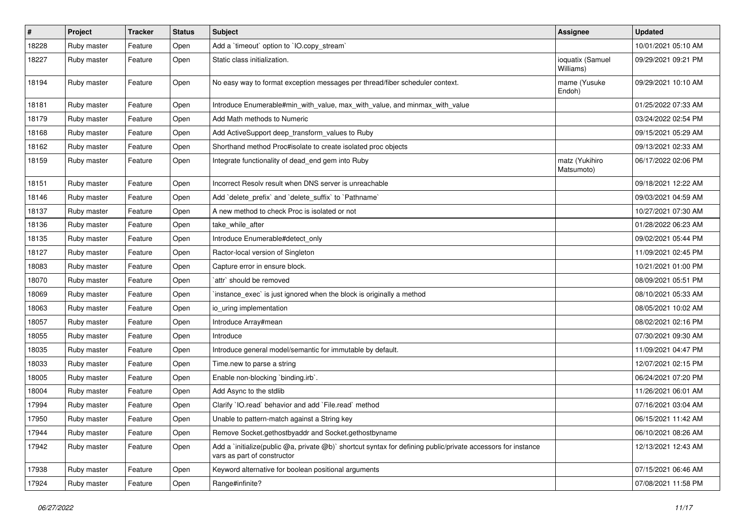| # | Project | Tracker | Status | Subject | Assignee | Updated |
|---|---|---|---|---|---|---|
| 18228 | Ruby master | Feature | Open | Add a `timeout` option to `IO.copy_stream` | | 10/01/2021 05:10 AM |
| 18227 | Ruby master | Feature | Open | Static class initialization. | ioquatix (Samuel Williams) | 09/29/2021 09:21 PM |
| 18194 | Ruby master | Feature | Open | No easy way to format exception messages per thread/fiber scheduler context. | mame (Yusuke Endoh) | 09/29/2021 10:10 AM |
| 18181 | Ruby master | Feature | Open | Introduce Enumerable#min_with_value, max_with_value, and minmax_with_value | | 01/25/2022 07:33 AM |
| 18179 | Ruby master | Feature | Open | Add Math methods to Numeric | | 03/24/2022 02:54 PM |
| 18168 | Ruby master | Feature | Open | Add ActiveSupport deep_transform_values to Ruby | | 09/15/2021 05:29 AM |
| 18162 | Ruby master | Feature | Open | Shorthand method Proc#isolate to create isolated proc objects | | 09/13/2021 02:33 AM |
| 18159 | Ruby master | Feature | Open | Integrate functionality of dead_end gem into Ruby | matz (Yukihiro Matsumoto) | 06/17/2022 02:06 PM |
| 18151 | Ruby master | Feature | Open | Incorrect Resolv result when DNS server is unreachable | | 09/18/2021 12:22 AM |
| 18146 | Ruby master | Feature | Open | Add `delete_prefix` and `delete_suffix` to `Pathname` | | 09/03/2021 04:59 AM |
| 18137 | Ruby master | Feature | Open | A new method to check Proc is isolated or not | | 10/27/2021 07:30 AM |
| 18136 | Ruby master | Feature | Open | take_while_after | | 01/28/2022 06:23 AM |
| 18135 | Ruby master | Feature | Open | Introduce Enumerable#detect_only | | 09/02/2021 05:44 PM |
| 18127 | Ruby master | Feature | Open | Ractor-local version of Singleton | | 11/09/2021 02:45 PM |
| 18083 | Ruby master | Feature | Open | Capture error in ensure block. | | 10/21/2021 01:00 PM |
| 18070 | Ruby master | Feature | Open | `attr` should be removed | | 08/09/2021 05:51 PM |
| 18069 | Ruby master | Feature | Open | `instance_exec` is just ignored when the block is originally a method | | 08/10/2021 05:33 AM |
| 18063 | Ruby master | Feature | Open | io_uring implementation | | 08/05/2021 10:02 AM |
| 18057 | Ruby master | Feature | Open | Introduce Array#mean | | 08/02/2021 02:16 PM |
| 18055 | Ruby master | Feature | Open | Introduce | | 07/30/2021 09:30 AM |
| 18035 | Ruby master | Feature | Open | Introduce general model/semantic for immutable by default. | | 11/09/2021 04:47 PM |
| 18033 | Ruby master | Feature | Open | Time.new to parse a string | | 12/07/2021 02:15 PM |
| 18005 | Ruby master | Feature | Open | Enable non-blocking `binding.irb`. | | 06/24/2021 07:20 PM |
| 18004 | Ruby master | Feature | Open | Add Async to the stdlib | | 11/26/2021 06:01 AM |
| 17994 | Ruby master | Feature | Open | Clarify `IO.read` behavior and add `File.read` method | | 07/16/2021 03:04 AM |
| 17950 | Ruby master | Feature | Open | Unable to pattern-match against a String key | | 06/15/2021 11:42 AM |
| 17944 | Ruby master | Feature | Open | Remove Socket.gethostbyaddr and Socket.gethostbyname | | 06/10/2021 08:26 AM |
| 17942 | Ruby master | Feature | Open | Add a `initialize(public @a, private @b)` shortcut syntax for defining public/private accessors for instance vars as part of constructor | | 12/13/2021 12:43 AM |
| 17938 | Ruby master | Feature | Open | Keyword alternative for boolean positional arguments | | 07/15/2021 06:46 AM |
| 17924 | Ruby master | Feature | Open | Range#infinite? | | 07/08/2021 11:58 PM |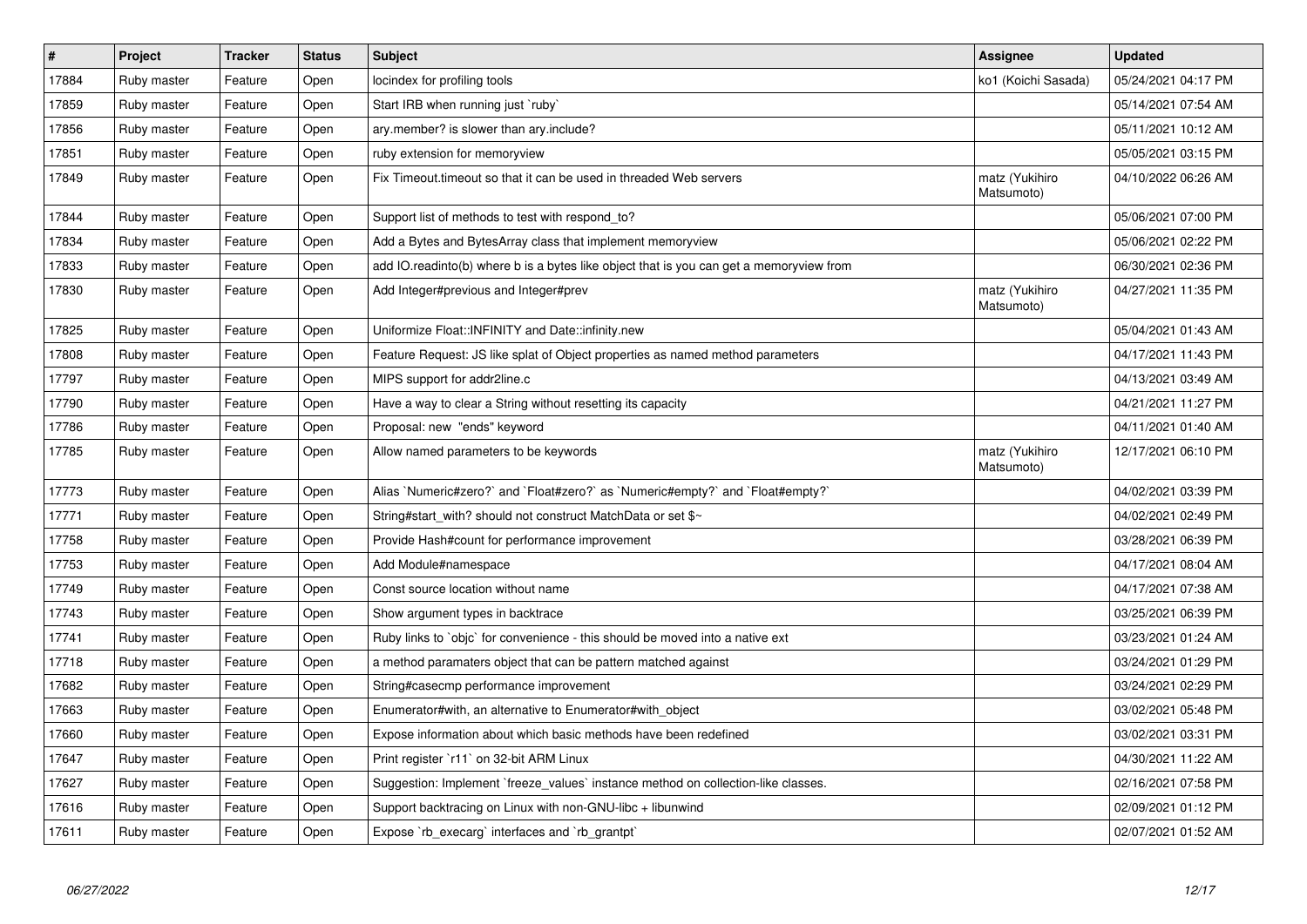| # | Project | Tracker | Status | Subject | Assignee | Updated |
|---|---|---|---|---|---|---|
| 17884 | Ruby master | Feature | Open | locindex for profiling tools | ko1 (Koichi Sasada) | 05/24/2021 04:17 PM |
| 17859 | Ruby master | Feature | Open | Start IRB when running just `ruby` | | 05/14/2021 07:54 AM |
| 17856 | Ruby master | Feature | Open | ary.member? is slower than ary.include? | | 05/11/2021 10:12 AM |
| 17851 | Ruby master | Feature | Open | ruby extension for memoryview | | 05/05/2021 03:15 PM |
| 17849 | Ruby master | Feature | Open | Fix Timeout.timeout so that it can be used in threaded Web servers | matz (Yukihiro Matsumoto) | 04/10/2022 06:26 AM |
| 17844 | Ruby master | Feature | Open | Support list of methods to test with respond_to? | | 05/06/2021 07:00 PM |
| 17834 | Ruby master | Feature | Open | Add a Bytes and BytesArray class that implement memoryview | | 05/06/2021 02:22 PM |
| 17833 | Ruby master | Feature | Open | add IO.readinto(b) where b is a bytes like object that is you can get a memoryview from | | 06/30/2021 02:36 PM |
| 17830 | Ruby master | Feature | Open | Add Integer#previous and Integer#prev | matz (Yukihiro Matsumoto) | 04/27/2021 11:35 PM |
| 17825 | Ruby master | Feature | Open | Uniformize Float::INFINITY and Date::infinity.new | | 05/04/2021 01:43 AM |
| 17808 | Ruby master | Feature | Open | Feature Request: JS like splat of Object properties as named method parameters | | 04/17/2021 11:43 PM |
| 17797 | Ruby master | Feature | Open | MIPS support for addr2line.c | | 04/13/2021 03:49 AM |
| 17790 | Ruby master | Feature | Open | Have a way to clear a String without resetting its capacity | | 04/21/2021 11:27 PM |
| 17786 | Ruby master | Feature | Open | Proposal: new "ends" keyword | | 04/11/2021 01:40 AM |
| 17785 | Ruby master | Feature | Open | Allow named parameters to be keywords | matz (Yukihiro Matsumoto) | 12/17/2021 06:10 PM |
| 17773 | Ruby master | Feature | Open | Alias `Numeric#zero?` and `Float#zero?` as `Numeric#empty?` and `Float#empty?` | | 04/02/2021 03:39 PM |
| 17771 | Ruby master | Feature | Open | String#start_with? should not construct MatchData or set $~ | | 04/02/2021 02:49 PM |
| 17758 | Ruby master | Feature | Open | Provide Hash#count for performance improvement | | 03/28/2021 06:39 PM |
| 17753 | Ruby master | Feature | Open | Add Module#namespace | | 04/17/2021 08:04 AM |
| 17749 | Ruby master | Feature | Open | Const source location without name | | 04/17/2021 07:38 AM |
| 17743 | Ruby master | Feature | Open | Show argument types in backtrace | | 03/25/2021 06:39 PM |
| 17741 | Ruby master | Feature | Open | Ruby links to `objc` for convenience - this should be moved into a native ext | | 03/23/2021 01:24 AM |
| 17718 | Ruby master | Feature | Open | a method paramaters object that can be pattern matched against | | 03/24/2021 01:29 PM |
| 17682 | Ruby master | Feature | Open | String#casecmp performance improvement | | 03/24/2021 02:29 PM |
| 17663 | Ruby master | Feature | Open | Enumerator#with, an alternative to Enumerator#with_object | | 03/02/2021 05:48 PM |
| 17660 | Ruby master | Feature | Open | Expose information about which basic methods have been redefined | | 03/02/2021 03:31 PM |
| 17647 | Ruby master | Feature | Open | Print register `r11` on 32-bit ARM Linux | | 04/30/2021 11:22 AM |
| 17627 | Ruby master | Feature | Open | Suggestion: Implement `freeze_values` instance method on collection-like classes. | | 02/16/2021 07:58 PM |
| 17616 | Ruby master | Feature | Open | Support backtracing on Linux with non-GNU-libc + libunwind | | 02/09/2021 01:12 PM |
| 17611 | Ruby master | Feature | Open | Expose `rb_execarg` interfaces and `rb_grantpt` | | 02/07/2021 01:52 AM |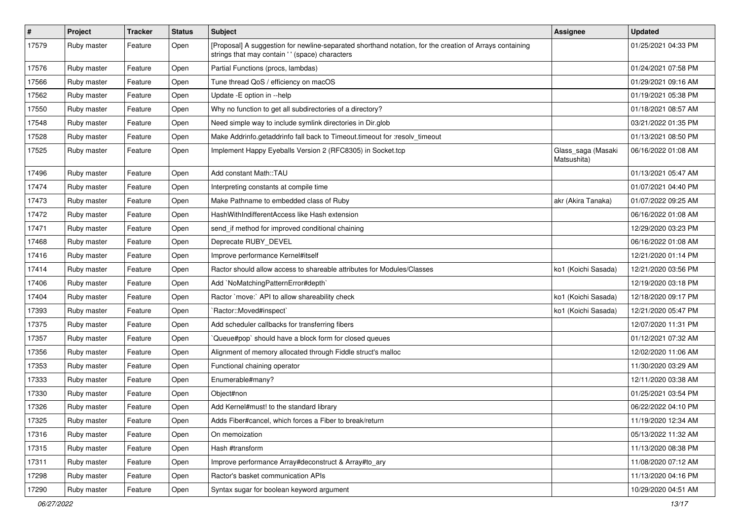| # | Project | Tracker | Status | Subject | Assignee | Updated |
|---|---|---|---|---|---|---|
| 17579 | Ruby master | Feature | Open | [Proposal] A suggestion for newline-separated shorthand notation, for the creation of Arrays containing strings that may contain ' ' (space) characters | | 01/25/2021 04:33 PM |
| 17576 | Ruby master | Feature | Open | Partial Functions (procs, lambdas) | | 01/24/2021 07:58 PM |
| 17566 | Ruby master | Feature | Open | Tune thread QoS / efficiency on macOS | | 01/29/2021 09:16 AM |
| 17562 | Ruby master | Feature | Open | Update -E option in --help | | 01/19/2021 05:38 PM |
| 17550 | Ruby master | Feature | Open | Why no function to get all subdirectories of a directory? | | 01/18/2021 08:57 AM |
| 17548 | Ruby master | Feature | Open | Need simple way to include symlink directories in Dir.glob | | 03/21/2022 01:35 PM |
| 17528 | Ruby master | Feature | Open | Make Addrinfo.getaddrinfo fall back to Timeout.timeout for :resolv_timeout | | 01/13/2021 08:50 PM |
| 17525 | Ruby master | Feature | Open | Implement Happy Eyeballs Version 2 (RFC8305) in Socket.tcp | Glass_saga (Masaki Matsushita) | 06/16/2022 01:08 AM |
| 17496 | Ruby master | Feature | Open | Add constant Math::TAU | | 01/13/2021 05:47 AM |
| 17474 | Ruby master | Feature | Open | Interpreting constants at compile time | | 01/07/2021 04:40 PM |
| 17473 | Ruby master | Feature | Open | Make Pathname to embedded class of Ruby | akr (Akira Tanaka) | 01/07/2022 09:25 AM |
| 17472 | Ruby master | Feature | Open | HashWithIndifferentAccess like Hash extension | | 06/16/2022 01:08 AM |
| 17471 | Ruby master | Feature | Open | send_if method for improved conditional chaining | | 12/29/2020 03:23 PM |
| 17468 | Ruby master | Feature | Open | Deprecate RUBY_DEVEL | | 06/16/2022 01:08 AM |
| 17416 | Ruby master | Feature | Open | Improve performance Kernel#itself | | 12/21/2020 01:14 PM |
| 17414 | Ruby master | Feature | Open | Ractor should allow access to shareable attributes for Modules/Classes | ko1 (Koichi Sasada) | 12/21/2020 03:56 PM |
| 17406 | Ruby master | Feature | Open | Add `NoMatchingPatternError#depth` | | 12/19/2020 03:18 PM |
| 17404 | Ruby master | Feature | Open | Ractor `move:` API to allow shareability check | ko1 (Koichi Sasada) | 12/18/2020 09:17 PM |
| 17393 | Ruby master | Feature | Open | `Ractor::Moved#inspect` | ko1 (Koichi Sasada) | 12/21/2020 05:47 PM |
| 17375 | Ruby master | Feature | Open | Add scheduler callbacks for transferring fibers | | 12/07/2020 11:31 PM |
| 17357 | Ruby master | Feature | Open | `Queue#pop` should have a block form for closed queues | | 01/12/2021 07:32 AM |
| 17356 | Ruby master | Feature | Open | Alignment of memory allocated through Fiddle struct's malloc | | 12/02/2020 11:06 AM |
| 17353 | Ruby master | Feature | Open | Functional chaining operator | | 11/30/2020 03:29 AM |
| 17333 | Ruby master | Feature | Open | Enumerable#many? | | 12/11/2020 03:38 AM |
| 17330 | Ruby master | Feature | Open | Object#non | | 01/25/2021 03:54 PM |
| 17326 | Ruby master | Feature | Open | Add Kernel#must! to the standard library | | 06/22/2022 04:10 PM |
| 17325 | Ruby master | Feature | Open | Adds Fiber#cancel, which forces a Fiber to break/return | | 11/19/2020 12:34 AM |
| 17316 | Ruby master | Feature | Open | On memoization | | 05/13/2022 11:32 AM |
| 17315 | Ruby master | Feature | Open | Hash #transform | | 11/13/2020 08:38 PM |
| 17311 | Ruby master | Feature | Open | Improve performance Array#deconstruct & Array#to_ary | | 11/08/2020 07:12 AM |
| 17298 | Ruby master | Feature | Open | Ractor's basket communication APIs | | 11/13/2020 04:16 PM |
| 17290 | Ruby master | Feature | Open | Syntax sugar for boolean keyword argument | | 10/29/2020 04:51 AM |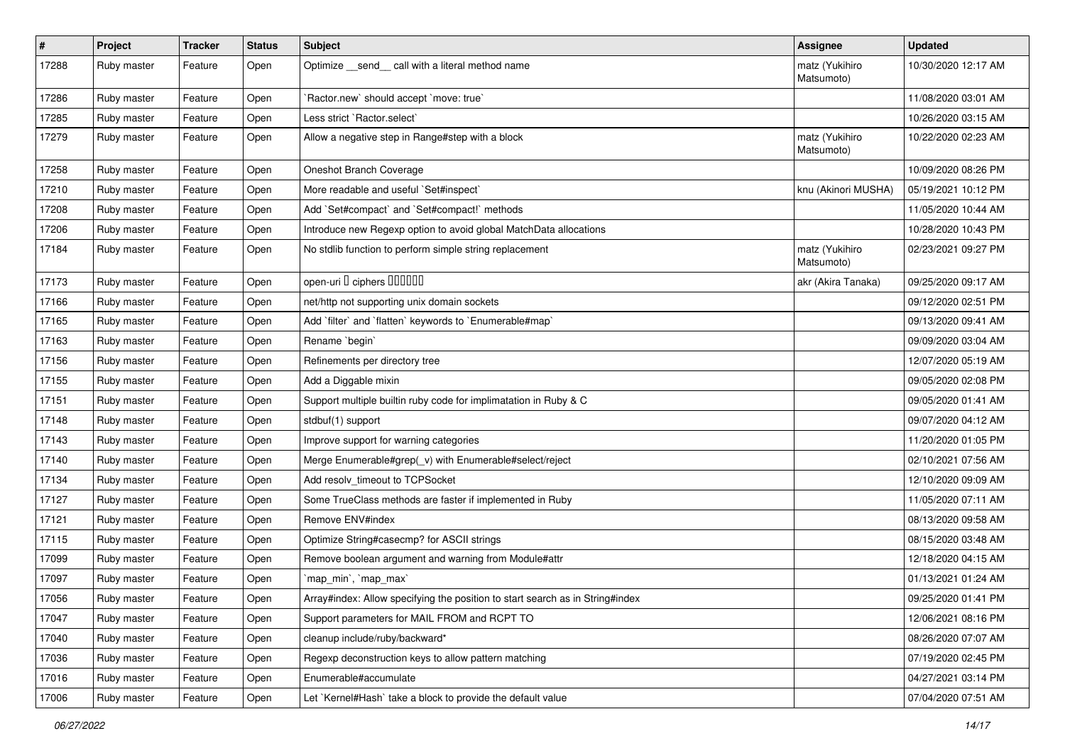| # | Project | Tracker | Status | Subject | Assignee | Updated |
|---|---|---|---|---|---|---|
| 17288 | Ruby master | Feature | Open | Optimize __send__ call with a literal method name | matz (Yukihiro Matsumoto) | 10/30/2020 12:17 AM |
| 17286 | Ruby master | Feature | Open | `Ractor.new` should accept `move: true` | | 11/08/2020 03:01 AM |
| 17285 | Ruby master | Feature | Open | Less strict `Ractor.select` | | 10/26/2020 03:15 AM |
| 17279 | Ruby master | Feature | Open | Allow a negative step in Range#step with a block | matz (Yukihiro Matsumoto) | 10/22/2020 02:23 AM |
| 17258 | Ruby master | Feature | Open | Oneshot Branch Coverage | | 10/09/2020 08:26 PM |
| 17210 | Ruby master | Feature | Open | More readable and useful `Set#inspect` | knu (Akinori MUSHA) | 05/19/2021 10:12 PM |
| 17208 | Ruby master | Feature | Open | Add `Set#compact` and `Set#compact!` methods | | 11/05/2020 10:44 AM |
| 17206 | Ruby master | Feature | Open | Introduce new Regexp option to avoid global MatchData allocations | | 10/28/2020 10:43 PM |
| 17184 | Ruby master | Feature | Open | No stdlib function to perform simple string replacement | matz (Yukihiro Matsumoto) | 02/23/2021 09:27 PM |
| 17173 | Ruby master | Feature | Open | open-uri で ciphers を設定したい | akr (Akira Tanaka) | 09/25/2020 09:17 AM |
| 17166 | Ruby master | Feature | Open | net/http not supporting unix domain sockets | | 09/12/2020 02:51 PM |
| 17165 | Ruby master | Feature | Open | Add `filter` and `flatten` keywords to `Enumerable#map` | | 09/13/2020 09:41 AM |
| 17163 | Ruby master | Feature | Open | Rename `begin` | | 09/09/2020 03:04 AM |
| 17156 | Ruby master | Feature | Open | Refinements per directory tree | | 12/07/2020 05:19 AM |
| 17155 | Ruby master | Feature | Open | Add a Diggable mixin | | 09/05/2020 02:08 PM |
| 17151 | Ruby master | Feature | Open | Support multiple builtin ruby code for implimatation in Ruby & C | | 09/05/2020 01:41 AM |
| 17148 | Ruby master | Feature | Open | stdbuf(1) support | | 09/07/2020 04:12 AM |
| 17143 | Ruby master | Feature | Open | Improve support for warning categories | | 11/20/2020 01:05 PM |
| 17140 | Ruby master | Feature | Open | Merge Enumerable#grep(_v) with Enumerable#select/reject | | 02/10/2021 07:56 AM |
| 17134 | Ruby master | Feature | Open | Add resolv_timeout to TCPSocket | | 12/10/2020 09:09 AM |
| 17127 | Ruby master | Feature | Open | Some TrueClass methods are faster if implemented in Ruby | | 11/05/2020 07:11 AM |
| 17121 | Ruby master | Feature | Open | Remove ENV#index | | 08/13/2020 09:58 AM |
| 17115 | Ruby master | Feature | Open | Optimize String#casecmp? for ASCII strings | | 08/15/2020 03:48 AM |
| 17099 | Ruby master | Feature | Open | Remove boolean argument and warning from Module#attr | | 12/18/2020 04:15 AM |
| 17097 | Ruby master | Feature | Open | `map_min`, `map_max` | | 01/13/2021 01:24 AM |
| 17056 | Ruby master | Feature | Open | Array#index: Allow specifying the position to start search as in String#index | | 09/25/2020 01:41 PM |
| 17047 | Ruby master | Feature | Open | Support parameters for MAIL FROM and RCPT TO | | 12/06/2021 08:16 PM |
| 17040 | Ruby master | Feature | Open | cleanup include/ruby/backward* | | 08/26/2020 07:07 AM |
| 17036 | Ruby master | Feature | Open | Regexp deconstruction keys to allow pattern matching | | 07/19/2020 02:45 PM |
| 17016 | Ruby master | Feature | Open | Enumerable#accumulate | | 04/27/2021 03:14 PM |
| 17006 | Ruby master | Feature | Open | Let `Kernel#Hash` take a block to provide the default value | | 07/04/2020 07:51 AM |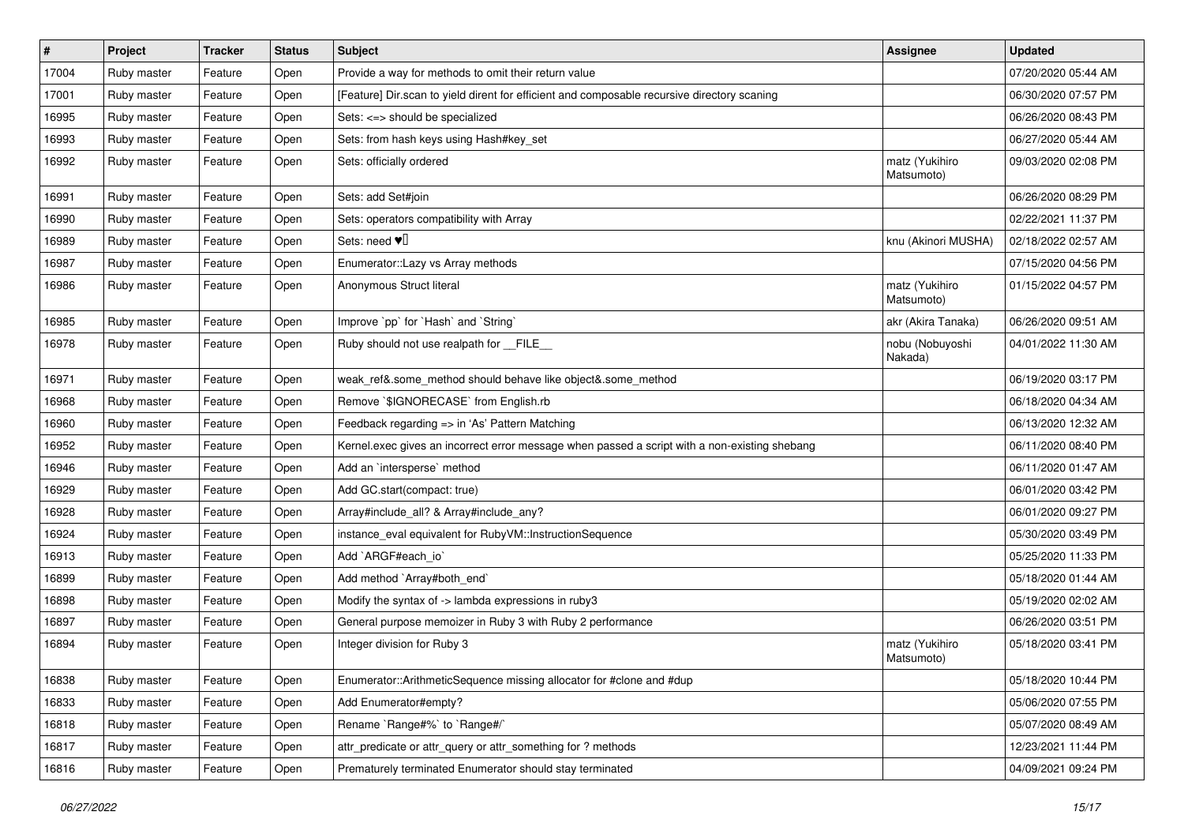| # | Project | Tracker | Status | Subject | Assignee | Updated |
|---|---|---|---|---|---|---|
| 17004 | Ruby master | Feature | Open | Provide a way for methods to omit their return value | | 07/20/2020 05:44 AM |
| 17001 | Ruby master | Feature | Open | [Feature] Dir.scan to yield dirent for efficient and composable recursive directory scaning | | 06/30/2020 07:57 PM |
| 16995 | Ruby master | Feature | Open | Sets: <=> should be specialized | | 06/26/2020 08:43 PM |
| 16993 | Ruby master | Feature | Open | Sets: from hash keys using Hash#key_set | | 06/27/2020 05:44 AM |
| 16992 | Ruby master | Feature | Open | Sets: officially ordered | matz (Yukihiro Matsumoto) | 09/03/2020 02:08 PM |
| 16991 | Ruby master | Feature | Open | Sets: add Set#join | | 06/26/2020 08:29 PM |
| 16990 | Ruby master | Feature | Open | Sets: operators compatibility with Array | | 02/22/2021 11:37 PM |
| 16989 | Ruby master | Feature | Open | Sets: need ♥️ | knu (Akinori MUSHA) | 02/18/2022 02:57 AM |
| 16987 | Ruby master | Feature | Open | Enumerator::Lazy vs Array methods | | 07/15/2020 04:56 PM |
| 16986 | Ruby master | Feature | Open | Anonymous Struct literal | matz (Yukihiro Matsumoto) | 01/15/2022 04:57 PM |
| 16985 | Ruby master | Feature | Open | Improve `pp` for `Hash` and `String` | akr (Akira Tanaka) | 06/26/2020 09:51 AM |
| 16978 | Ruby master | Feature | Open | Ruby should not use realpath for __FILE__ | nobu (Nobuyoshi Nakada) | 04/01/2022 11:30 AM |
| 16971 | Ruby master | Feature | Open | weak_ref&.some_method should behave like object&.some_method | | 06/19/2020 03:17 PM |
| 16968 | Ruby master | Feature | Open | Remove `$IGNORECASE` from English.rb | | 06/18/2020 04:34 AM |
| 16960 | Ruby master | Feature | Open | Feedback regarding => in 'As' Pattern Matching | | 06/13/2020 12:32 AM |
| 16952 | Ruby master | Feature | Open | Kernel.exec gives an incorrect error message when passed a script with a non-existing shebang | | 06/11/2020 08:40 PM |
| 16946 | Ruby master | Feature | Open | Add an `intersperse` method | | 06/11/2020 01:47 AM |
| 16929 | Ruby master | Feature | Open | Add GC.start(compact: true) | | 06/01/2020 03:42 PM |
| 16928 | Ruby master | Feature | Open | Array#include_all? & Array#include_any? | | 06/01/2020 09:27 PM |
| 16924 | Ruby master | Feature | Open | instance_eval equivalent for RubyVM::InstructionSequence | | 05/30/2020 03:49 PM |
| 16913 | Ruby master | Feature | Open | Add `ARGF#each_io` | | 05/25/2020 11:33 PM |
| 16899 | Ruby master | Feature | Open | Add method `Array#both_end` | | 05/18/2020 01:44 AM |
| 16898 | Ruby master | Feature | Open | Modify the syntax of -> lambda expressions in ruby3 | | 05/19/2020 02:02 AM |
| 16897 | Ruby master | Feature | Open | General purpose memoizer in Ruby 3 with Ruby 2 performance | | 06/26/2020 03:51 PM |
| 16894 | Ruby master | Feature | Open | Integer division for Ruby 3 | matz (Yukihiro Matsumoto) | 05/18/2020 03:41 PM |
| 16838 | Ruby master | Feature | Open | Enumerator::ArithmeticSequence missing allocator for #clone and #dup | | 05/18/2020 10:44 PM |
| 16833 | Ruby master | Feature | Open | Add Enumerator#empty? | | 05/06/2020 07:55 PM |
| 16818 | Ruby master | Feature | Open | Rename `Range#%` to `Range#/` | | 05/07/2020 08:49 AM |
| 16817 | Ruby master | Feature | Open | attr_predicate or attr_query or attr_something for ? methods | | 12/23/2021 11:44 PM |
| 16816 | Ruby master | Feature | Open | Prematurely terminated Enumerator should stay terminated | | 04/09/2021 09:24 PM |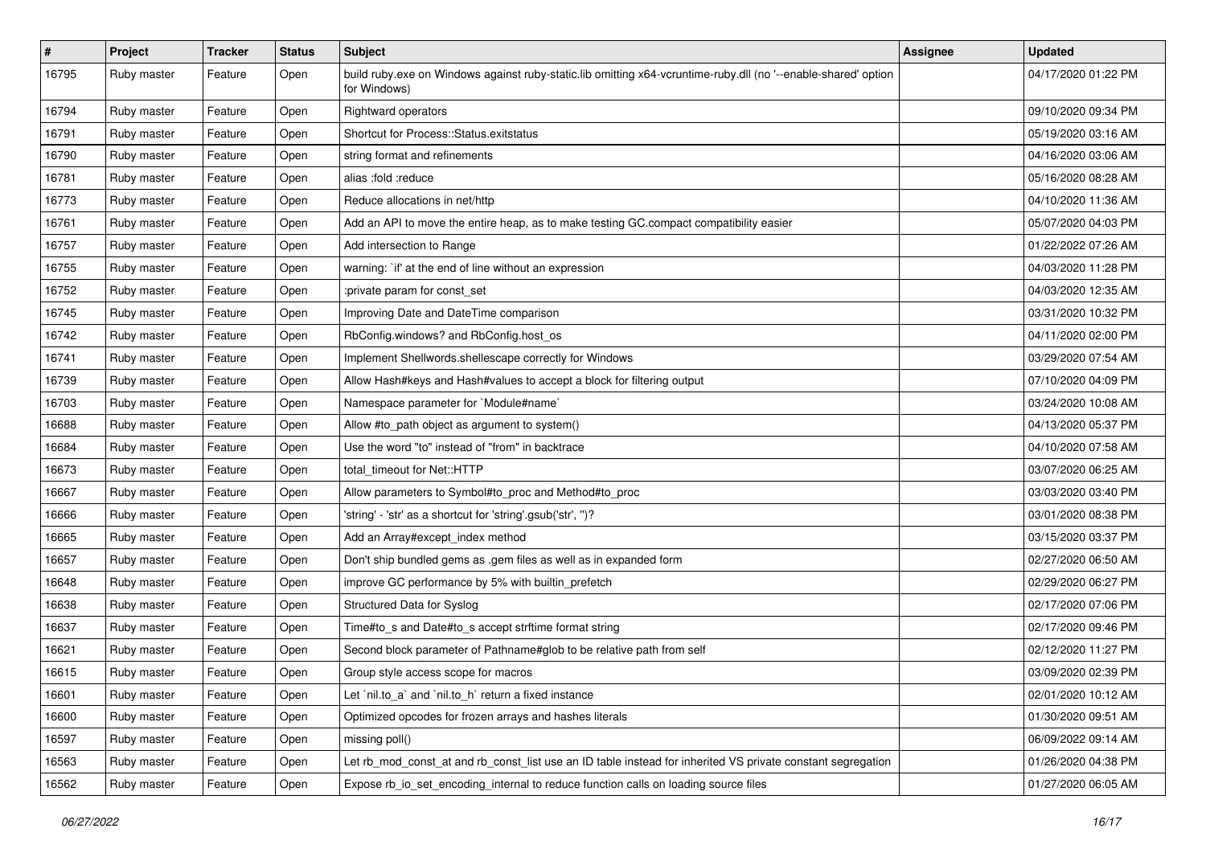| # | Project | Tracker | Status | Subject | Assignee | Updated |
|---|---|---|---|---|---|---|
| 16795 | Ruby master | Feature | Open | build ruby.exe on Windows against ruby-static.lib omitting x64-vcruntime-ruby.dll (no '--enable-shared' option for Windows) | | 04/17/2020 01:22 PM |
| 16794 | Ruby master | Feature | Open | Rightward operators | | 09/10/2020 09:34 PM |
| 16791 | Ruby master | Feature | Open | Shortcut for Process::Status.exitstatus | | 05/19/2020 03:16 AM |
| 16790 | Ruby master | Feature | Open | string format and refinements | | 04/16/2020 03:06 AM |
| 16781 | Ruby master | Feature | Open | alias :fold :reduce | | 05/16/2020 08:28 AM |
| 16773 | Ruby master | Feature | Open | Reduce allocations in net/http | | 04/10/2020 11:36 AM |
| 16761 | Ruby master | Feature | Open | Add an API to move the entire heap, as to make testing GC.compact compatibility easier | | 05/07/2020 04:03 PM |
| 16757 | Ruby master | Feature | Open | Add intersection to Range | | 01/22/2022 07:26 AM |
| 16755 | Ruby master | Feature | Open | warning: `if' at the end of line without an expression | | 04/03/2020 11:28 PM |
| 16752 | Ruby master | Feature | Open | :private param for const_set | | 04/03/2020 12:35 AM |
| 16745 | Ruby master | Feature | Open | Improving Date and DateTime comparison | | 03/31/2020 10:32 PM |
| 16742 | Ruby master | Feature | Open | RbConfig.windows? and RbConfig.host_os | | 04/11/2020 02:00 PM |
| 16741 | Ruby master | Feature | Open | Implement Shellwords.shellescape correctly for Windows | | 03/29/2020 07:54 AM |
| 16739 | Ruby master | Feature | Open | Allow Hash#keys and Hash#values to accept a block for filtering output | | 07/10/2020 04:09 PM |
| 16703 | Ruby master | Feature | Open | Namespace parameter for `Module#name` | | 03/24/2020 10:08 AM |
| 16688 | Ruby master | Feature | Open | Allow #to_path object as argument to system() | | 04/13/2020 05:37 PM |
| 16684 | Ruby master | Feature | Open | Use the word "to" instead of "from" in backtrace | | 04/10/2020 07:58 AM |
| 16673 | Ruby master | Feature | Open | total_timeout for Net::HTTP | | 03/07/2020 06:25 AM |
| 16667 | Ruby master | Feature | Open | Allow parameters to Symbol#to_proc and Method#to_proc | | 03/03/2020 03:40 PM |
| 16666 | Ruby master | Feature | Open | 'string' - 'str' as a shortcut for 'string'.gsub('str', '')? | | 03/01/2020 08:38 PM |
| 16665 | Ruby master | Feature | Open | Add an Array#except_index method | | 03/15/2020 03:37 PM |
| 16657 | Ruby master | Feature | Open | Don't ship bundled gems as .gem files as well as in expanded form | | 02/27/2020 06:50 AM |
| 16648 | Ruby master | Feature | Open | improve GC performance by 5% with builtin_prefetch | | 02/29/2020 06:27 PM |
| 16638 | Ruby master | Feature | Open | Structured Data for Syslog | | 02/17/2020 07:06 PM |
| 16637 | Ruby master | Feature | Open | Time#to_s and Date#to_s accept strftime format string | | 02/17/2020 09:46 PM |
| 16621 | Ruby master | Feature | Open | Second block parameter of Pathname#glob to be relative path from self | | 02/12/2020 11:27 PM |
| 16615 | Ruby master | Feature | Open | Group style access scope for macros | | 03/09/2020 02:39 PM |
| 16601 | Ruby master | Feature | Open | Let `nil.to_a` and `nil.to_h` return a fixed instance | | 02/01/2020 10:12 AM |
| 16600 | Ruby master | Feature | Open | Optimized opcodes for frozen arrays and hashes literals | | 01/30/2020 09:51 AM |
| 16597 | Ruby master | Feature | Open | missing poll() | | 06/09/2022 09:14 AM |
| 16563 | Ruby master | Feature | Open | Let rb_mod_const_at and rb_const_list use an ID table instead for inherited VS private constant segregation | | 01/26/2020 04:38 PM |
| 16562 | Ruby master | Feature | Open | Expose rb_io_set_encoding_internal to reduce function calls on loading source files | | 01/27/2020 06:05 AM |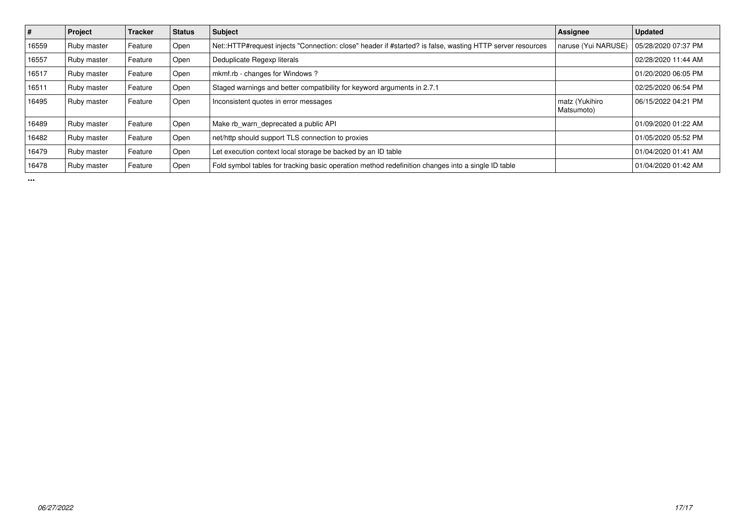| # | Project | Tracker | Status | Subject | Assignee | Updated |
|---|---|---|---|---|---|---|
| 16559 | Ruby master | Feature | Open | Net::HTTP#request injects "Connection: close" header if #started? is false, wasting HTTP server resources | naruse (Yui NARUSE) | 05/28/2020 07:37 PM |
| 16557 | Ruby master | Feature | Open | Deduplicate Regexp literals | | 02/28/2020 11:44 AM |
| 16517 | Ruby master | Feature | Open | mkmf.rb - changes for Windows ? | | 01/20/2020 06:05 PM |
| 16511 | Ruby master | Feature | Open | Staged warnings and better compatibility for keyword arguments in 2.7.1 | | 02/25/2020 06:54 PM |
| 16495 | Ruby master | Feature | Open | Inconsistent quotes in error messages | matz (Yukihiro Matsumoto) | 06/15/2022 04:21 PM |
| 16489 | Ruby master | Feature | Open | Make rb_warn_deprecated a public API | | 01/09/2020 01:22 AM |
| 16482 | Ruby master | Feature | Open | net/http should support TLS connection to proxies | | 01/05/2020 05:52 PM |
| 16479 | Ruby master | Feature | Open | Let execution context local storage be backed by an ID table | | 01/04/2020 01:41 AM |
| 16478 | Ruby master | Feature | Open | Fold symbol tables for tracking basic operation method redefinition changes into a single ID table | | 01/04/2020 01:42 AM |

...